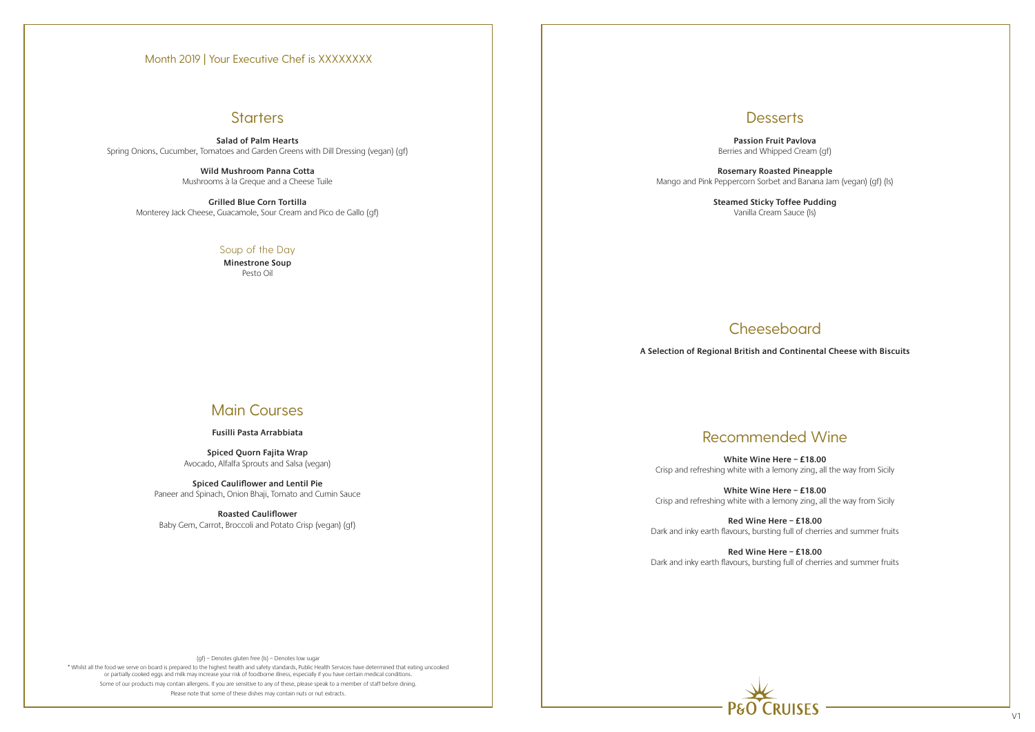Month 2019 | Your Executive Chef is XXXXXXXX

## Starters

**Salad of Palm Hearts**
Spring Onions, Cucumber, Tomatoes and Garden Greens with Dill Dressing (vegan) (gf)

**Wild Mushroom Panna Cotta**
Mushrooms à la Greque and a Cheese Tuile

**Grilled Blue Corn Tortilla**
Monterey Jack Cheese, Guacamole, Sour Cream and Pico de Gallo (gf)

### Soup of the Day

**Minestrone Soup**
Pesto Oil

## Main Courses

**Fusilli Pasta Arrabbiata**

**Spiced Quorn Fajita Wrap**
Avocado, Alfalfa Sprouts and Salsa (vegan)

**Spiced Cauliflower and Lentil Pie**
Paneer and Spinach, Onion Bhaji, Tomato and Cumin Sauce

**Roasted Cauliflower**
Baby Gem, Carrot, Broccoli and Potato Crisp (vegan) (gf)

(gf) – Denotes gluten free (ls) – Denotes low sugar

* Whilst all the food we serve on board is prepared to the highest health and safety standards, Public Health Services have determined that eating uncooked or partially cooked eggs and milk may increase your risk of foodborne illness, especially if you have certain medical conditions.

Some of our products may contain allergens. If you are sensitive to any of these, please speak to a member of staff before dining.

Please note that some of these dishes may contain nuts or nut extracts.

## Desserts

**Passion Fruit Pavlova**
Berries and Whipped Cream (gf)

**Rosemary Roasted Pineapple**
Mango and Pink Peppercorn Sorbet and Banana Jam (vegan) (gf) (ls)

**Steamed Sticky Toffee Pudding**
Vanilla Cream Sauce (ls)

## Cheeseboard

**A Selection of Regional British and Continental Cheese with Biscuits**

## Recommended Wine

**White Wine Here – £18.00**
Crisp and refreshing white with a lemony zing, all the way from Sicily

**White Wine Here – £18.00**
Crisp and refreshing white with a lemony zing, all the way from Sicily

**Red Wine Here – £18.00**
Dark and inky earth flavours, bursting full of cherries and summer fruits

**Red Wine Here – £18.00**
Dark and inky earth flavours, bursting full of cherries and summer fruits

P&O CRUISES

V1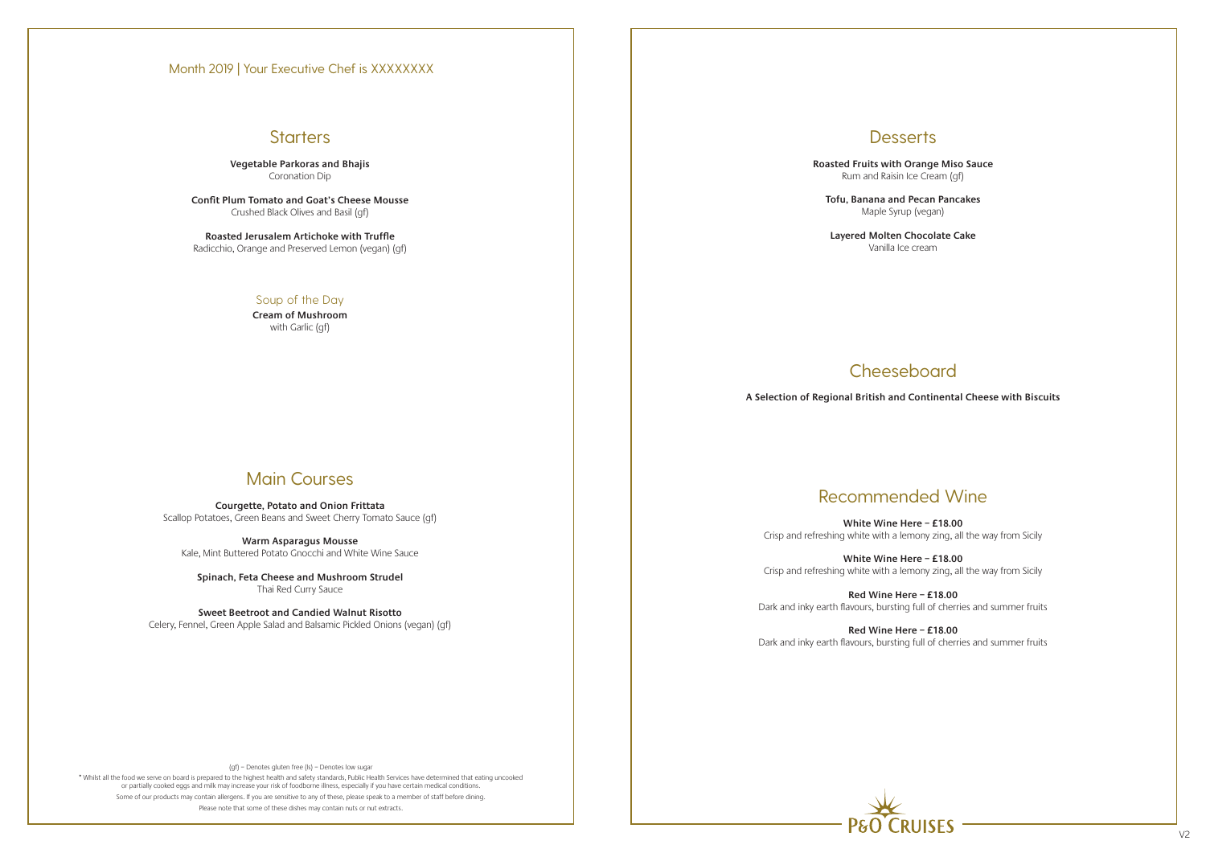Month 2019 | Your Executive Chef is XXXXXXXX

## Starters

**Vegetable Parkoras and Bhajis**
Coronation Dip

**Confit Plum Tomato and Goat's Cheese Mousse**
Crushed Black Olives and Basil (gf)

**Roasted Jerusalem Artichoke with Truffle**
Radicchio, Orange and Preserved Lemon (vegan) (gf)

### Soup of the Day

**Cream of Mushroom**
with Garlic (gf)

## Main Courses

**Courgette, Potato and Onion Frittata**
Scallop Potatoes, Green Beans and Sweet Cherry Tomato Sauce (gf)

**Warm Asparagus Mousse**
Kale, Mint Buttered Potato Gnocchi and White Wine Sauce

**Spinach, Feta Cheese and Mushroom Strudel**
Thai Red Curry Sauce

**Sweet Beetroot and Candied Walnut Risotto**
Celery, Fennel, Green Apple Salad and Balsamic Pickled Onions (vegan) (gf)

(gf) – Denotes gluten free (ls) – Denotes low sugar

* Whilst all the food we serve on board is prepared to the highest health and safety standards, Public Health Services have determined that eating uncooked or partially cooked eggs and milk may increase your risk of foodborne illness, especially if you have certain medical conditions.

Some of our products may contain allergens. If you are sensitive to any of these, please speak to a member of staff before dining.

Please note that some of these dishes may contain nuts or nut extracts.

## Desserts

**Roasted Fruits with Orange Miso Sauce**
Rum and Raisin Ice Cream (gf)

**Tofu, Banana and Pecan Pancakes**
Maple Syrup (vegan)

**Layered Molten Chocolate Cake**
Vanilla Ice cream

## Cheeseboard

**A Selection of Regional British and Continental Cheese with Biscuits**

## Recommended Wine

**White Wine Here – £18.00**
Crisp and refreshing white with a lemony zing, all the way from Sicily

**White Wine Here – £18.00**
Crisp and refreshing white with a lemony zing, all the way from Sicily

**Red Wine Here – £18.00**
Dark and inky earth flavours, bursting full of cherries and summer fruits

**Red Wine Here – £18.00**
Dark and inky earth flavours, bursting full of cherries and summer fruits

P&O CRUISES

V2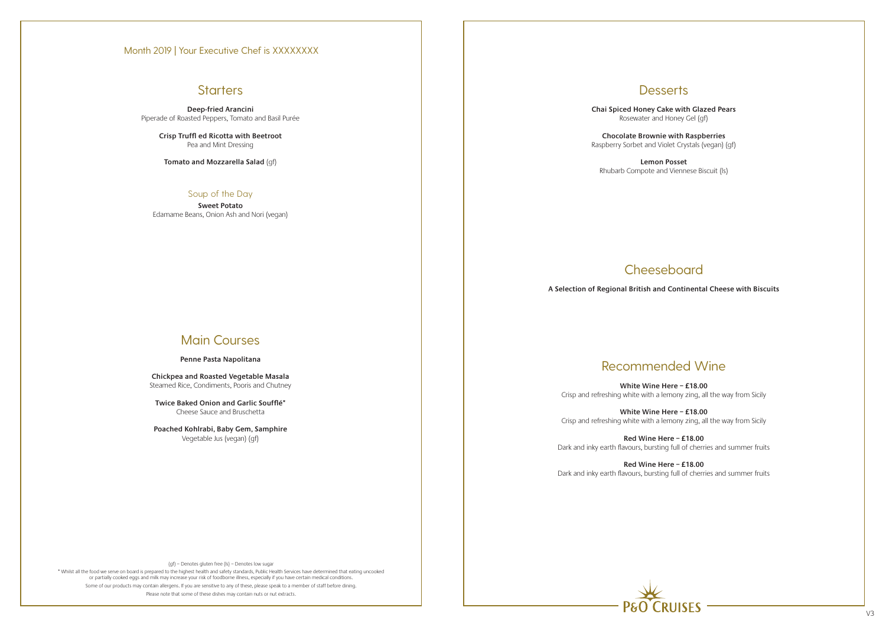Month 2019 | Your Executive Chef is XXXXXXXX

## Starters

**Deep-fried Arancini**
Piperade of Roasted Peppers, Tomato and Basil Purée

**Crisp Truffl ed Ricotta with Beetroot**
Pea and Mint Dressing

**Tomato and Mozzarella Salad** (gf)

### Soup of the Day

**Sweet Potato**
Edamame Beans, Onion Ash and Nori (vegan)

## Main Courses

**Penne Pasta Napolitana**

**Chickpea and Roasted Vegetable Masala**
Steamed Rice, Condiments, Pooris and Chutney

**Twice Baked Onion and Garlic Soufflé***
Cheese Sauce and Bruschetta

**Poached Kohlrabi, Baby Gem, Samphire**
Vegetable Jus (vegan) (gf)

(gf) – Denotes gluten free (ls) – Denotes low sugar

* Whilst all the food we serve on board is prepared to the highest health and safety standards, Public Health Services have determined that eating uncooked or partially cooked eggs and milk may increase your risk of foodborne illness, especially if you have certain medical conditions.

Some of our products may contain allergens. If you are sensitive to any of these, please speak to a member of staff before dining.

Please note that some of these dishes may contain nuts or nut extracts.

## Desserts

**Chai Spiced Honey Cake with Glazed Pears**
Rosewater and Honey Gel (gf)

**Chocolate Brownie with Raspberries**
Raspberry Sorbet and Violet Crystals (vegan) (gf)

**Lemon Posset**
Rhubarb Compote and Viennese Biscuit (ls)

## Cheeseboard

**A Selection of Regional British and Continental Cheese with Biscuits**

## Recommended Wine

**White Wine Here – £18.00**
Crisp and refreshing white with a lemony zing, all the way from Sicily

**White Wine Here – £18.00**
Crisp and refreshing white with a lemony zing, all the way from Sicily

**Red Wine Here – £18.00**
Dark and inky earth flavours, bursting full of cherries and summer fruits

**Red Wine Here – £18.00**
Dark and inky earth flavours, bursting full of cherries and summer fruits

P&O CRUISES

V3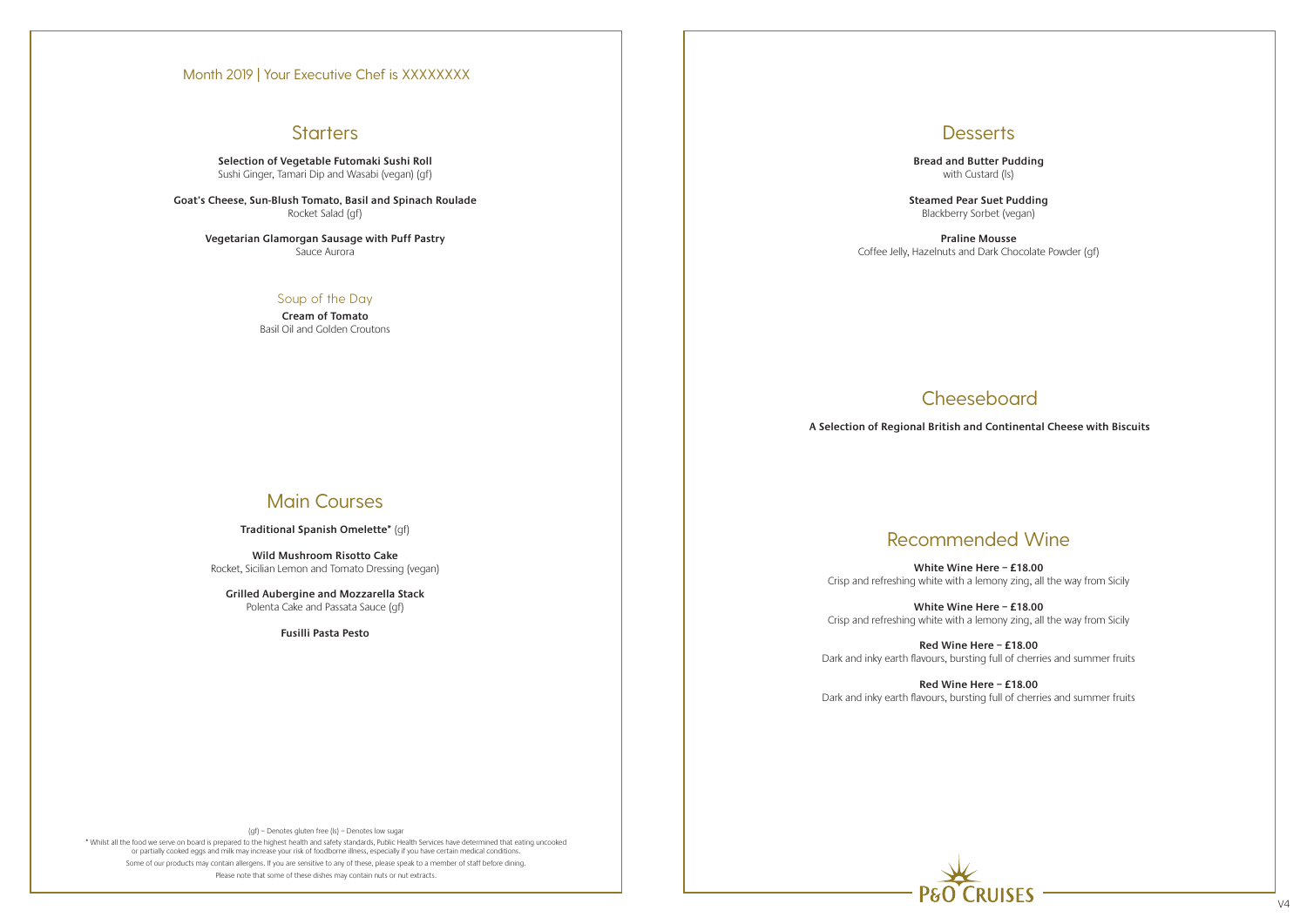Month 2019 | Your Executive Chef is XXXXXXXX

## Starters

**Selection of Vegetable Futomaki Sushi Roll**
Sushi Ginger, Tamari Dip and Wasabi (vegan) (gf)

**Goat's Cheese, Sun-Blush Tomato, Basil and Spinach Roulade**
Rocket Salad (gf)

**Vegetarian Glamorgan Sausage with Puff Pastry**
Sauce Aurora

### Soup of the Day

**Cream of Tomato**
Basil Oil and Golden Croutons

## Main Courses

**Traditional Spanish Omelette*** (gf)

**Wild Mushroom Risotto Cake**
Rocket, Sicilian Lemon and Tomato Dressing (vegan)

**Grilled Aubergine and Mozzarella Stack**
Polenta Cake and Passata Sauce (gf)

**Fusilli Pasta Pesto**

(gf) – Denotes gluten free (ls) – Denotes low sugar

* Whilst all the food we serve on board is prepared to the highest health and safety standards, Public Health Services have determined that eating uncooked or partially cooked eggs and milk may increase your risk of foodborne illness, especially if you have certain medical conditions.

Some of our products may contain allergens. If you are sensitive to any of these, please speak to a member of staff before dining.

Please note that some of these dishes may contain nuts or nut extracts.

## Desserts

**Bread and Butter Pudding**
with Custard (ls)

**Steamed Pear Suet Pudding**
Blackberry Sorbet (vegan)

**Praline Mousse**
Coffee Jelly, Hazelnuts and Dark Chocolate Powder (gf)

## Cheeseboard

**A Selection of Regional British and Continental Cheese with Biscuits**

## Recommended Wine

**White Wine Here – £18.00**
Crisp and refreshing white with a lemony zing, all the way from Sicily

**White Wine Here – £18.00**
Crisp and refreshing white with a lemony zing, all the way from Sicily

**Red Wine Here – £18.00**
Dark and inky earth flavours, bursting full of cherries and summer fruits

**Red Wine Here – £18.00**
Dark and inky earth flavours, bursting full of cherries and summer fruits

P&O CRUISES

V4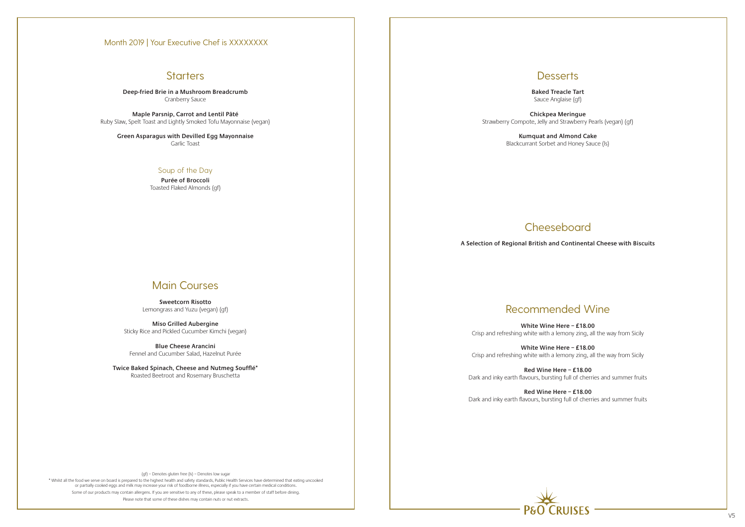Month 2019 | Your Executive Chef is XXXXXXXX

## Starters

**Deep-fried Brie in a Mushroom Breadcrumb**
Cranberry Sauce

**Maple Parsnip, Carrot and Lentil Pâté**
Ruby Slaw, Spelt Toast and Lightly Smoked Tofu Mayonnaise (vegan)

**Green Asparagus with Devilled Egg Mayonnaise**
Garlic Toast

### Soup of the Day

**Purée of Broccoli**
Toasted Flaked Almonds (gf)

## Main Courses

**Sweetcorn Risotto**
Lemongrass and Yuzu (vegan) (gf)

**Miso Grilled Aubergine**
Sticky Rice and Pickled Cucumber Kimchi (vegan)

**Blue Cheese Arancini**
Fennel and Cucumber Salad, Hazelnut Purée

**Twice Baked Spinach, Cheese and Nutmeg Soufflé***
Roasted Beetroot and Rosemary Bruschetta

(gf) – Denotes gluten free (ls) – Denotes low sugar

* Whilst all the food we serve on board is prepared to the highest health and safety standards, Public Health Services have determined that eating uncooked or partially cooked eggs and milk may increase your risk of foodborne illness, especially if you have certain medical conditions.

Some of our products may contain allergens. If you are sensitive to any of these, please speak to a member of staff before dining.

Please note that some of these dishes may contain nuts or nut extracts.

## Desserts

**Baked Treacle Tart**
Sauce Anglaise (gf)

**Chickpea Meringue**
Strawberry Compote, Jelly and Strawberry Pearls (vegan) (gf)

**Kumquat and Almond Cake**
Blackcurrant Sorbet and Honey Sauce (ls)

## Cheeseboard

**A Selection of Regional British and Continental Cheese with Biscuits**

## Recommended Wine

**White Wine Here – £18.00**
Crisp and refreshing white with a lemony zing, all the way from Sicily

**White Wine Here – £18.00**
Crisp and refreshing white with a lemony zing, all the way from Sicily

**Red Wine Here – £18.00**
Dark and inky earth flavours, bursting full of cherries and summer fruits

**Red Wine Here – £18.00**
Dark and inky earth flavours, bursting full of cherries and summer fruits

P&O CRUISES

V5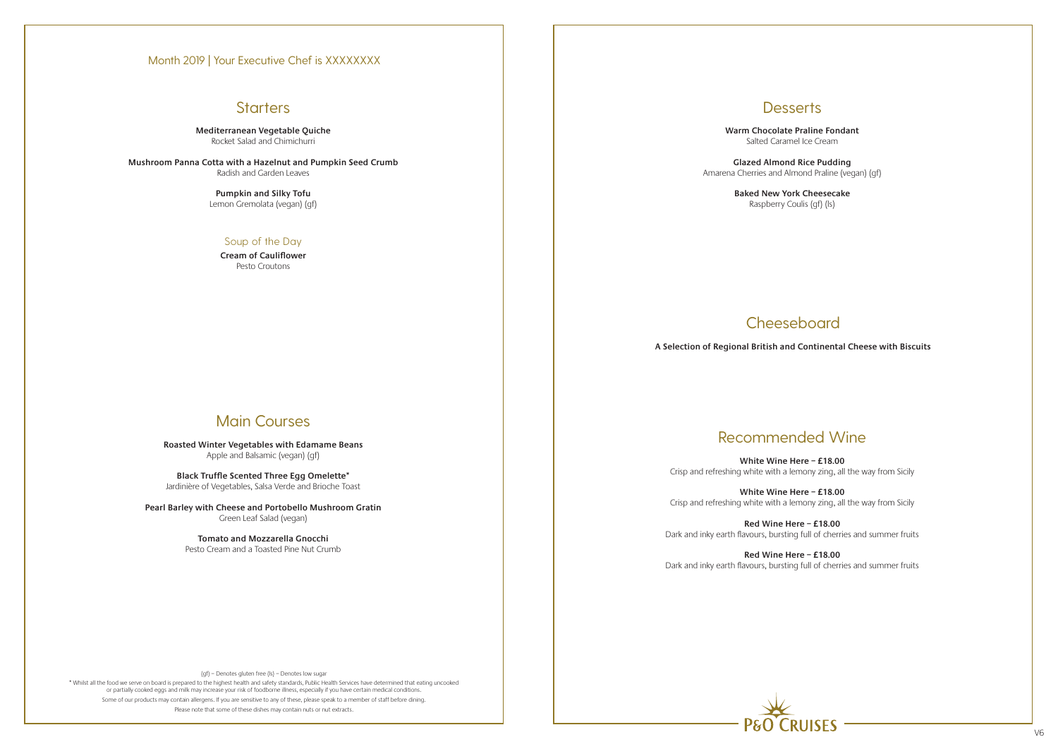Month 2019 | Your Executive Chef is XXXXXXXX

## Starters

**Mediterranean Vegetable Quiche**
Rocket Salad and Chimichurri

**Mushroom Panna Cotta with a Hazelnut and Pumpkin Seed Crumb**
Radish and Garden Leaves

**Pumpkin and Silky Tofu**
Lemon Gremolata (vegan) (gf)

### Soup of the Day

**Cream of Cauliflower**
Pesto Croutons

## Main Courses

**Roasted Winter Vegetables with Edamame Beans**
Apple and Balsamic (vegan) (gf)

**Black Truffle Scented Three Egg Omelette***
Jardinière of Vegetables, Salsa Verde and Brioche Toast

**Pearl Barley with Cheese and Portobello Mushroom Gratin**
Green Leaf Salad (vegan)

**Tomato and Mozzarella Gnocchi**
Pesto Cream and a Toasted Pine Nut Crumb

(gf) – Denotes gluten free (ls) – Denotes low sugar

* Whilst all the food we serve on board is prepared to the highest health and safety standards, Public Health Services have determined that eating uncooked or partially cooked eggs and milk may increase your risk of foodborne illness, especially if you have certain medical conditions.

Some of our products may contain allergens. If you are sensitive to any of these, please speak to a member of staff before dining.

Please note that some of these dishes may contain nuts or nut extracts.

## Desserts

**Warm Chocolate Praline Fondant**
Salted Caramel Ice Cream

**Glazed Almond Rice Pudding**
Amarena Cherries and Almond Praline (vegan) (gf)

**Baked New York Cheesecake**
Raspberry Coulis (gf) (ls)

## Cheeseboard

**A Selection of Regional British and Continental Cheese with Biscuits**

## Recommended Wine

**White Wine Here – £18.00**
Crisp and refreshing white with a lemony zing, all the way from Sicily

**White Wine Here – £18.00**
Crisp and refreshing white with a lemony zing, all the way from Sicily

**Red Wine Here – £18.00**
Dark and inky earth flavours, bursting full of cherries and summer fruits

**Red Wine Here – £18.00**
Dark and inky earth flavours, bursting full of cherries and summer fruits

P&O CRUISES

V6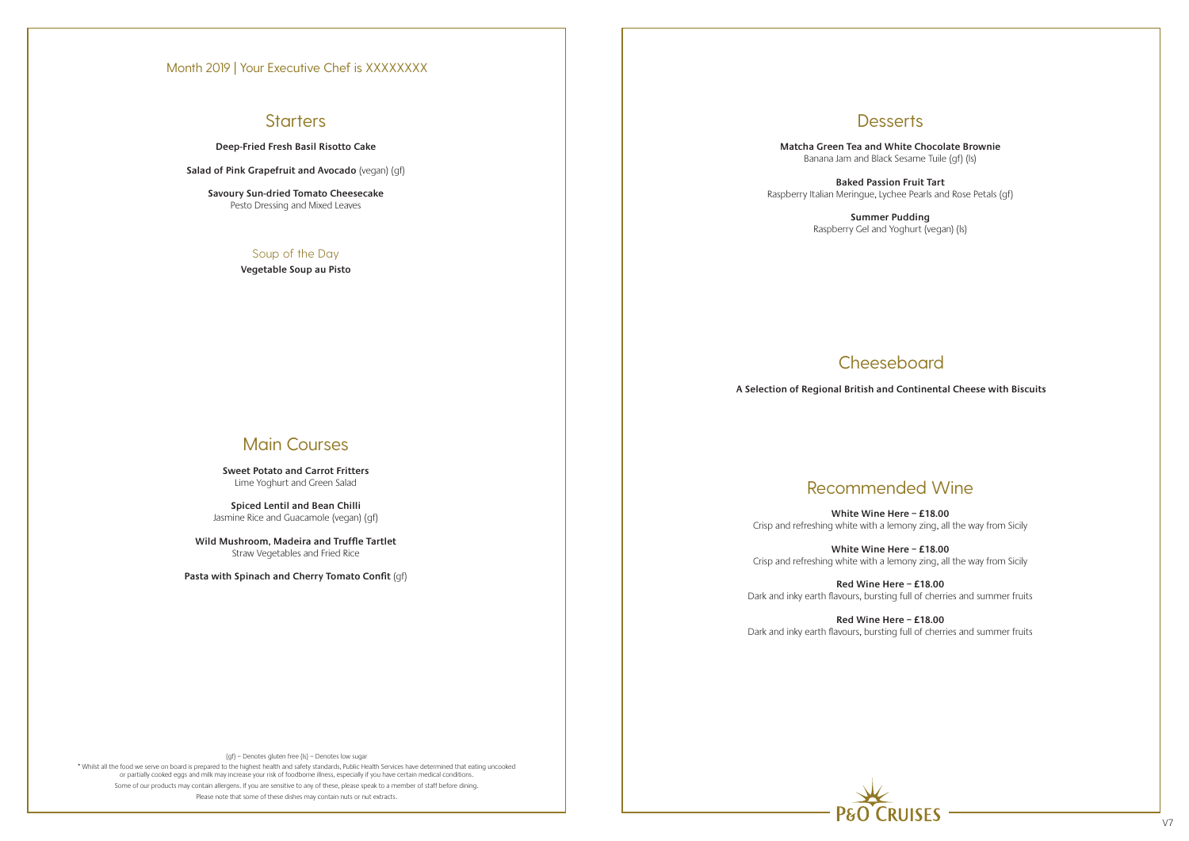Month 2019 | Your Executive Chef is XXXXXXX

## Starters

**Deep-Fried Fresh Basil Risotto Cake**

**Salad of Pink Grapefruit and Avocado** (vegan) (gf)

**Savoury Sun-dried Tomato Cheesecake**
Pesto Dressing and Mixed Leaves

### Soup of the Day

**Vegetable Soup au Pisto**

## Main Courses

**Sweet Potato and Carrot Fritters**
Lime Yoghurt and Green Salad

**Spiced Lentil and Bean Chilli**
Jasmine Rice and Guacamole (vegan) (gf)

**Wild Mushroom, Madeira and Truffle Tartlet**
Straw Vegetables and Fried Rice

**Pasta with Spinach and Cherry Tomato Confit** (gf)

(gf) – Denotes gluten free (ls) – Denotes low sugar

* Whilst all the food we serve on board is prepared to the highest health and safety standards, Public Health Services have determined that eating uncooked or partially cooked eggs and milk may increase your risk of foodborne illness, especially if you have certain medical conditions.

Some of our products may contain allergens. If you are sensitive to any of these, please speak to a member of staff before dining.

Please note that some of these dishes may contain nuts or nut extracts.

## Desserts

**Matcha Green Tea and White Chocolate Brownie**
Banana Jam and Black Sesame Tuile (gf) (ls)

**Baked Passion Fruit Tart**
Raspberry Italian Meringue, Lychee Pearls and Rose Petals (gf)

**Summer Pudding**
Raspberry Gel and Yoghurt (vegan) (ls)

## Cheeseboard

**A Selection of Regional British and Continental Cheese with Biscuits**

## Recommended Wine

**White Wine Here – £18.00**
Crisp and refreshing white with a lemony zing, all the way from Sicily

**White Wine Here – £18.00**
Crisp and refreshing white with a lemony zing, all the way from Sicily

**Red Wine Here – £18.00**
Dark and inky earth flavours, bursting full of cherries and summer fruits

**Red Wine Here – £18.00**
Dark and inky earth flavours, bursting full of cherries and summer fruits

P&O CRUISES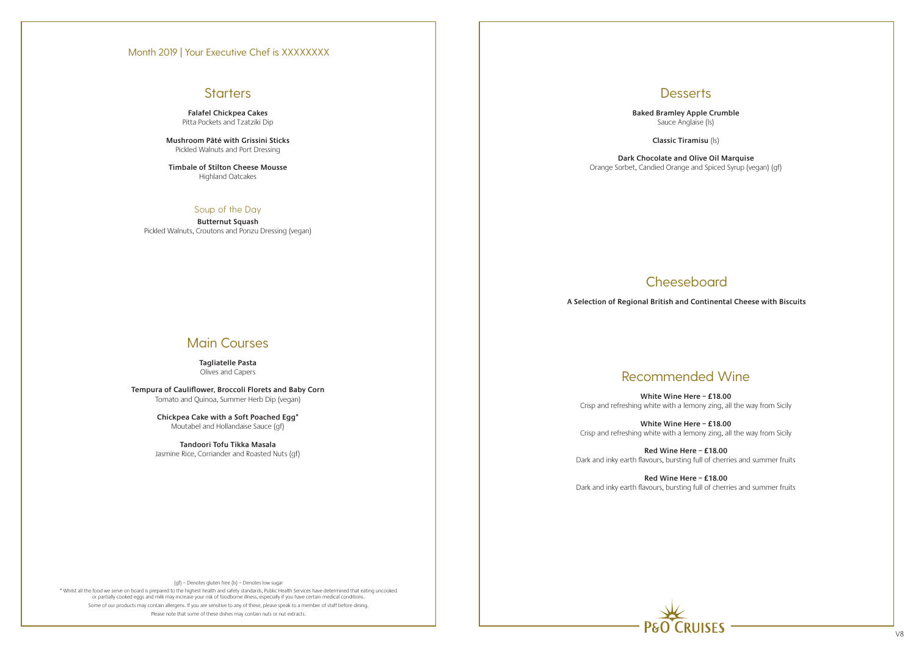Month 2019 | Your Executive Chef is XXXXXXXX

## Starters

**Falafel Chickpea Cakes**
Pitta Pockets and Tzatziki Dip

**Mushroom Pâté with Grissini Sticks**
Pickled Walnuts and Port Dressing

**Timbale of Stilton Cheese Mousse**
Highland Oatcakes

### Soup of the Day

**Butternut Squash**
Pickled Walnuts, Croutons and Ponzu Dressing (vegan)

## Main Courses

**Tagliatelle Pasta**
Olives and Capers

**Tempura of Cauliflower, Broccoli Florets and Baby Corn**
Tomato and Quinoa, Summer Herb Dip (vegan)

**Chickpea Cake with a Soft Poached Egg***
Moutabel and Hollandaise Sauce (gf)

**Tandoori Tofu Tikka Masala**
Jasmine Rice, Corriander and Roasted Nuts (gf)

(gf) – Denotes gluten free (ls) – Denotes low sugar

* Whilst all the food we serve on board is prepared to the highest health and safety standards, Public Health Services have determined that eating uncooked or partially cooked eggs and milk may increase your risk of foodborne illness, especially if you have certain medical conditions.

Some of our products may contain allergens. If you are sensitive to any of these, please speak to a member of staff before dining.

Please note that some of these dishes may contain nuts or nut extracts.

## Desserts

**Baked Bramley Apple Crumble**
Sauce Anglaise (ls)

**Classic Tiramisu** (ls)

**Dark Chocolate and Olive Oil Marquise**
Orange Sorbet, Candied Orange and Spiced Syrup (vegan) (gf)

## Cheeseboard

**A Selection of Regional British and Continental Cheese with Biscuits**

## Recommended Wine

**White Wine Here – £18.00**
Crisp and refreshing white with a lemony zing, all the way from Sicily

**White Wine Here – £18.00**
Crisp and refreshing white with a lemony zing, all the way from Sicily

**Red Wine Here – £18.00**
Dark and inky earth flavours, bursting full of cherries and summer fruits

**Red Wine Here – £18.00**
Dark and inky earth flavours, bursting full of cherries and summer fruits

P&O CRUISES

V8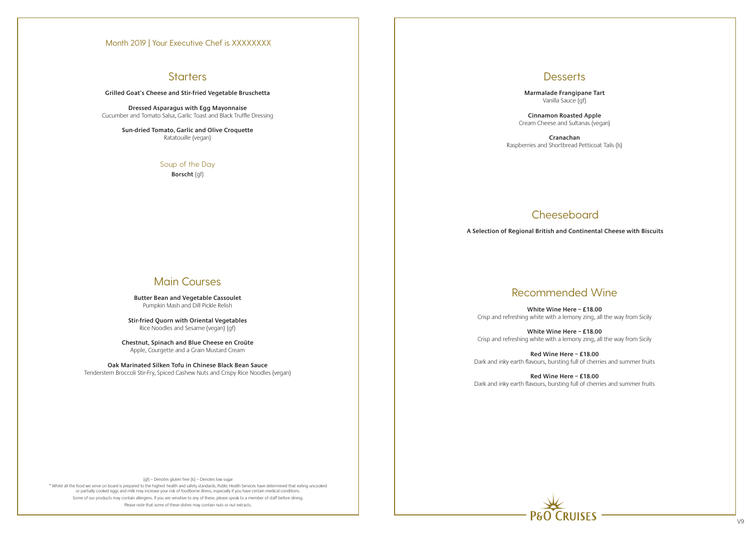Month 2019 | Your Executive Chef is XXXXXXXX

## Starters

**Grilled Goat's Cheese and Stir-fried Vegetable Bruschetta**

**Dressed Asparagus with Egg Mayonnaise**
Cucumber and Tomato Salsa, Garlic Toast and Black Truffle Dressing

**Sun-dried Tomato, Garlic and Olive Croquette**
Ratatouille (vegan)

### Soup of the Day

**Borscht** (gf)

## Main Courses

**Butter Bean and Vegetable Cassoulet**
Pumpkin Mash and Dill Pickle Relish

**Stir-fried Quorn with Oriental Vegetables**
Rice Noodles and Sesame (vegan) (gf)

**Chestnut, Spinach and Blue Cheese en Croûte**
Apple, Courgette and a Grain Mustard Cream

**Oak Marinated Silken Tofu in Chinese Black Bean Sauce**
Tenderstem Broccoli Stir-Fry, Spiced Cashew Nuts and Crispy Rice Noodles (vegan)

(gf) – Denotes gluten free (ls) – Denotes low sugar

* Whilst all the food we serve on board is prepared to the highest health and safety standards, Public Health Services have determined that eating uncooked or partially cooked eggs and milk may increase your risk of foodborne illness, especially if you have certain medical conditions.

Some of our products may contain allergens. If you are sensitive to any of these, please speak to a member of staff before dining.

Please note that some of these dishes may contain nuts or nut extracts.

## Desserts

**Marmalade Frangipane Tart**
Vanilla Sauce (gf)

**Cinnamon Roasted Apple**
Cream Cheese and Sultanas (vegan)

**Cranachan**
Raspberries and Shortbread Petticoat Tails (ls)

## Cheeseboard

**A Selection of Regional British and Continental Cheese with Biscuits**

## Recommended Wine

**White Wine Here – £18.00**
Crisp and refreshing white with a lemony zing, all the way from Sicily

**White Wine Here – £18.00**
Crisp and refreshing white with a lemony zing, all the way from Sicily

**Red Wine Here – £18.00**
Dark and inky earth flavours, bursting full of cherries and summer fruits

**Red Wine Here – £18.00**
Dark and inky earth flavours, bursting full of cherries and summer fruits

P&O CRUISES

V9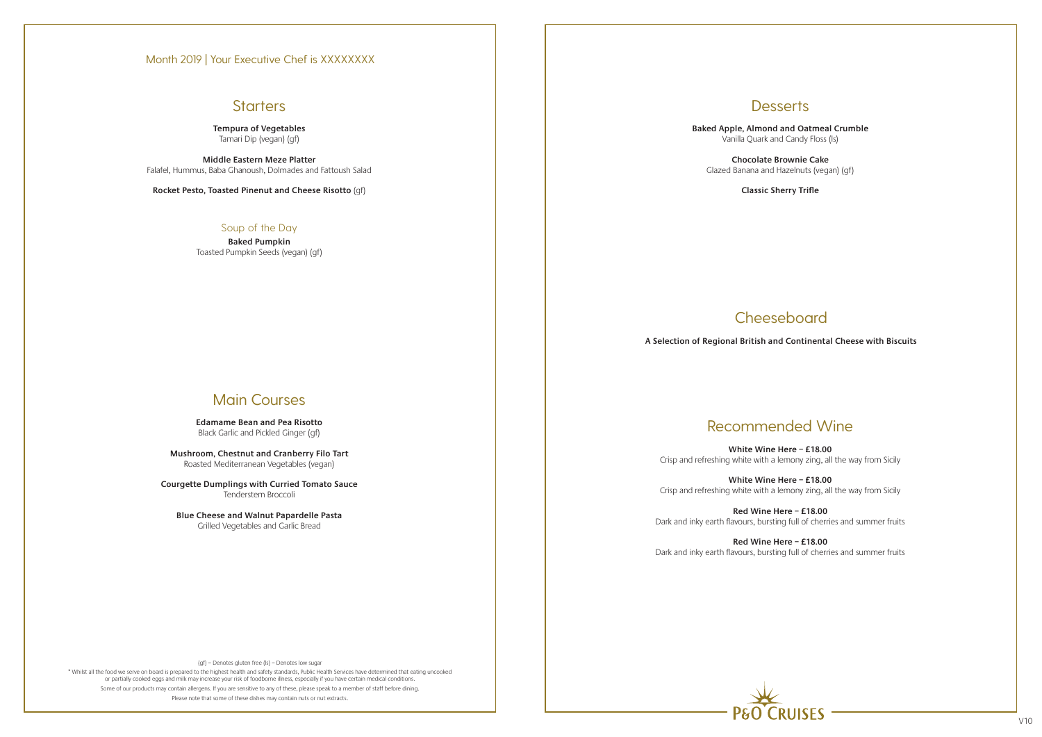Month 2019 | Your Executive Chef is XXXXXXXX

## Starters

**Tempura of Vegetables**
Tamari Dip (vegan) (gf)

**Middle Eastern Meze Platter**
Falafel, Hummus, Baba Ghanoush, Dolmades and Fattoush Salad

**Rocket Pesto, Toasted Pinenut and Cheese Risotto** (gf)

### Soup of the Day

**Baked Pumpkin**
Toasted Pumpkin Seeds (vegan) (gf)

## Main Courses

**Edamame Bean and Pea Risotto**
Black Garlic and Pickled Ginger (gf)

**Mushroom, Chestnut and Cranberry Filo Tart**
Roasted Mediterranean Vegetables (vegan)

**Courgette Dumplings with Curried Tomato Sauce**
Tenderstem Broccoli

**Blue Cheese and Walnut Papardelle Pasta**
Grilled Vegetables and Garlic Bread

(gf) – Denotes gluten free (ls) – Denotes low sugar

* Whilst all the food we serve on board is prepared to the highest health and safety standards, Public Health Services have determined that eating uncooked or partially cooked eggs and milk may increase your risk of foodborne illness, especially if you have certain medical conditions.

Some of our products may contain allergens. If you are sensitive to any of these, please speak to a member of staff before dining.

Please note that some of these dishes may contain nuts or nut extracts.

## Desserts

**Baked Apple, Almond and Oatmeal Crumble**
Vanilla Quark and Candy Floss (ls)

**Chocolate Brownie Cake**
Glazed Banana and Hazelnuts (vegan) (gf)

**Classic Sherry Trifle**

## Cheeseboard

**A Selection of Regional British and Continental Cheese with Biscuits**

## Recommended Wine

**White Wine Here – £18.00**
Crisp and refreshing white with a lemony zing, all the way from Sicily

**White Wine Here – £18.00**
Crisp and refreshing white with a lemony zing, all the way from Sicily

**Red Wine Here – £18.00**
Dark and inky earth flavours, bursting full of cherries and summer fruits

**Red Wine Here – £18.00**
Dark and inky earth flavours, bursting full of cherries and summer fruits

P&O CRUISES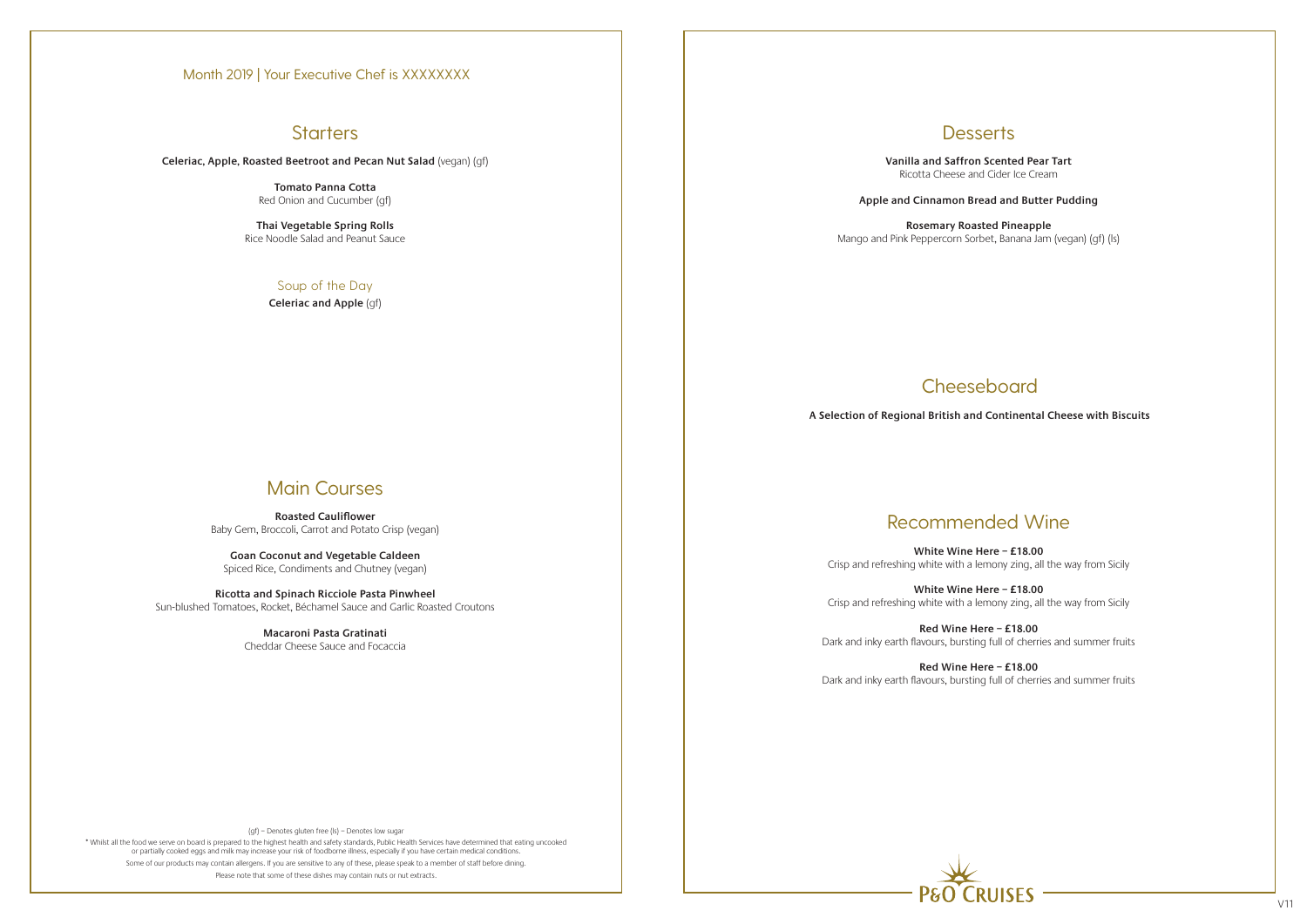Month 2019 | Your Executive Chef is XXXXXXXX

## Starters

**Celeriac, Apple, Roasted Beetroot and Pecan Nut Salad** (vegan) (gf)

**Tomato Panna Cotta**
Red Onion and Cucumber (gf)

**Thai Vegetable Spring Rolls**
Rice Noodle Salad and Peanut Sauce

### Soup of the Day

**Celeriac and Apple** (gf)

## Main Courses

**Roasted Cauliflower**
Baby Gem, Broccoli, Carrot and Potato Crisp (vegan)

**Goan Coconut and Vegetable Caldeen**
Spiced Rice, Condiments and Chutney (vegan)

**Ricotta and Spinach Ricciole Pasta Pinwheel**
Sun-blushed Tomatoes, Rocket, Béchamel Sauce and Garlic Roasted Croutons

**Macaroni Pasta Gratinati**
Cheddar Cheese Sauce and Focaccia

(gf) – Denotes gluten free (ls) – Denotes low sugar

* Whilst all the food we serve on board is prepared to the highest health and safety standards, Public Health Services have determined that eating uncooked or partially cooked eggs and milk may increase your risk of foodborne illness, especially if you have certain medical conditions.

Some of our products may contain allergens. If you are sensitive to any of these, please speak to a member of staff before dining.

Please note that some of these dishes may contain nuts or nut extracts.

## Desserts

**Vanilla and Saffron Scented Pear Tart**
Ricotta Cheese and Cider Ice Cream

**Apple and Cinnamon Bread and Butter Pudding**

**Rosemary Roasted Pineapple**
Mango and Pink Peppercorn Sorbet, Banana Jam (vegan) (gf) (ls)

## Cheeseboard

**A Selection of Regional British and Continental Cheese with Biscuits**

## Recommended Wine

**White Wine Here – £18.00**
Crisp and refreshing white with a lemony zing, all the way from Sicily

**White Wine Here – £18.00**
Crisp and refreshing white with a lemony zing, all the way from Sicily

**Red Wine Here – £18.00**
Dark and inky earth flavours, bursting full of cherries and summer fruits

**Red Wine Here – £18.00**
Dark and inky earth flavours, bursting full of cherries and summer fruits

P&O CRUISES

V11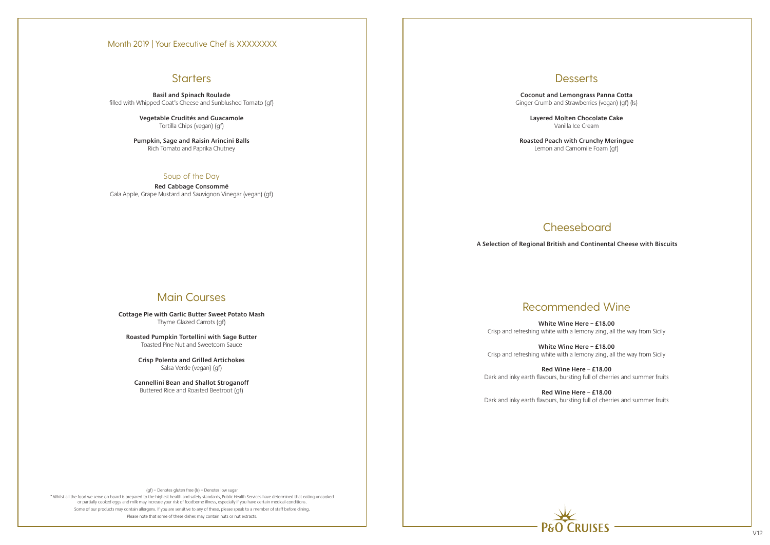Month 2019 | Your Executive Chef is XXXXXXX

## Starters

**Basil and Spinach Roulade**
filled with Whipped Goat's Cheese and Sunblushed Tomato (gf)

**Vegetable Crudités and Guacamole**
Tortilla Chips (vegan) (gf)

**Pumpkin, Sage and Raisin Arincini Balls**
Rich Tomato and Paprika Chutney

### Soup of the Day

**Red Cabbage Consommé**
Gala Apple, Grape Mustard and Sauvignon Vinegar (vegan) (gf)

## Main Courses

**Cottage Pie with Garlic Butter Sweet Potato Mash**
Thyme Glazed Carrots (gf)

**Roasted Pumpkin Tortellini with Sage Butter**
Toasted Pine Nut and Sweetcorn Sauce

**Crisp Polenta and Grilled Artichokes**
Salsa Verde (vegan) (gf)

**Cannellini Bean and Shallot Stroganoff**
Buttered Rice and Roasted Beetroot (gf)

(gf) – Denotes gluten free (ls) – Denotes low sugar

* Whilst all the food we serve on board is prepared to the highest health and safety standards, Public Health Services have determined that eating uncooked or partially cooked eggs and milk may increase your risk of foodborne illness, especially if you have certain medical conditions.

Some of our products may contain allergens. If you are sensitive to any of these, please speak to a member of staff before dining.

Please note that some of these dishes may contain nuts or nut extracts.

## Desserts

**Coconut and Lemongrass Panna Cotta**
Ginger Crumb and Strawberries (vegan) (gf) (ls)

**Layered Molten Chocolate Cake**
Vanilla Ice Cream

**Roasted Peach with Crunchy Meringue**
Lemon and Camomile Foam (gf)

## Cheeseboard

**A Selection of Regional British and Continental Cheese with Biscuits**

## Recommended Wine

**White Wine Here – £18.00**
Crisp and refreshing white with a lemony zing, all the way from Sicily

**White Wine Here – £18.00**
Crisp and refreshing white with a lemony zing, all the way from Sicily

**Red Wine Here – £18.00**
Dark and inky earth flavours, bursting full of cherries and summer fruits

**Red Wine Here – £18.00**
Dark and inky earth flavours, bursting full of cherries and summer fruits

P&O CRUISES

V12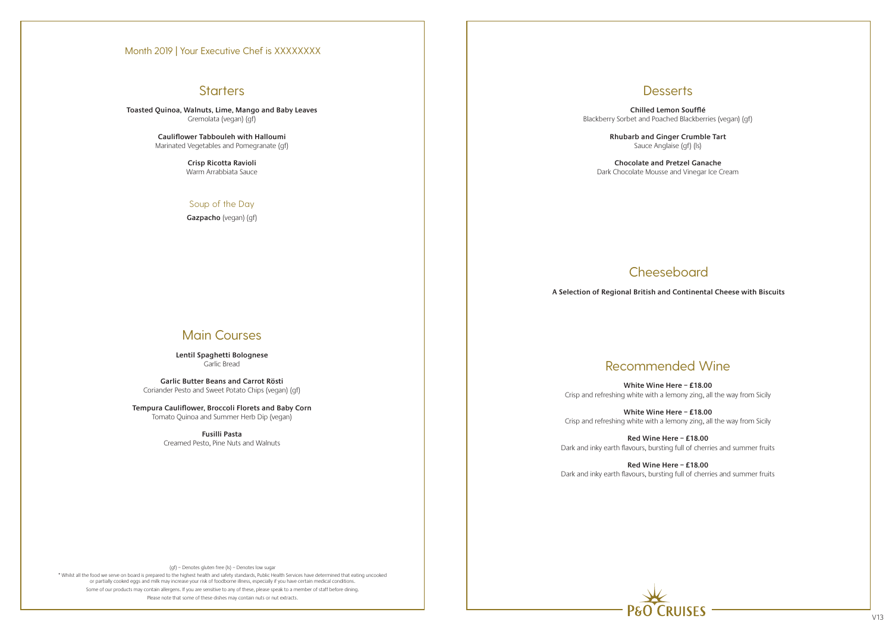Month 2019 | Your Executive Chef is XXXXXXXX

## Starters

**Toasted Quinoa, Walnuts, Lime, Mango and Baby Leaves**
Gremolata (vegan) (gf)

**Cauliflower Tabbouleh with Halloumi**
Marinated Vegetables and Pomegranate (gf)

**Crisp Ricotta Ravioli**
Warm Arrabbiata Sauce

### Soup of the Day

**Gazpacho** (vegan) (gf)

## Main Courses

**Lentil Spaghetti Bolognese**
Garlic Bread

**Garlic Butter Beans and Carrot Rösti**
Coriander Pesto and Sweet Potato Chips (vegan) (gf)

**Tempura Cauliflower, Broccoli Florets and Baby Corn**
Tomato Quinoa and Summer Herb Dip (vegan)

**Fusilli Pasta**
Creamed Pesto, Pine Nuts and Walnuts

(gf) – Denotes gluten free (ls) – Denotes low sugar

* Whilst all the food we serve on board is prepared to the highest health and safety standards, Public Health Services have determined that eating uncooked or partially cooked eggs and milk may increase your risk of foodborne illness, especially if you have certain medical conditions.

Some of our products may contain allergens. If you are sensitive to any of these, please speak to a member of staff before dining.

Please note that some of these dishes may contain nuts or nut extracts.

## Desserts

**Chilled Lemon Soufflé**
Blackberry Sorbet and Poached Blackberries (vegan) (gf)

**Rhubarb and Ginger Crumble Tart**
Sauce Anglaise (gf) (ls)

**Chocolate and Pretzel Ganache**
Dark Chocolate Mousse and Vinegar Ice Cream

## Cheeseboard

**A Selection of Regional British and Continental Cheese with Biscuits**

## Recommended Wine

**White Wine Here – £18.00**
Crisp and refreshing white with a lemony zing, all the way from Sicily

**White Wine Here – £18.00**
Crisp and refreshing white with a lemony zing, all the way from Sicily

**Red Wine Here – £18.00**
Dark and inky earth flavours, bursting full of cherries and summer fruits

**Red Wine Here – £18.00**
Dark and inky earth flavours, bursting full of cherries and summer fruits

P&O CRUISES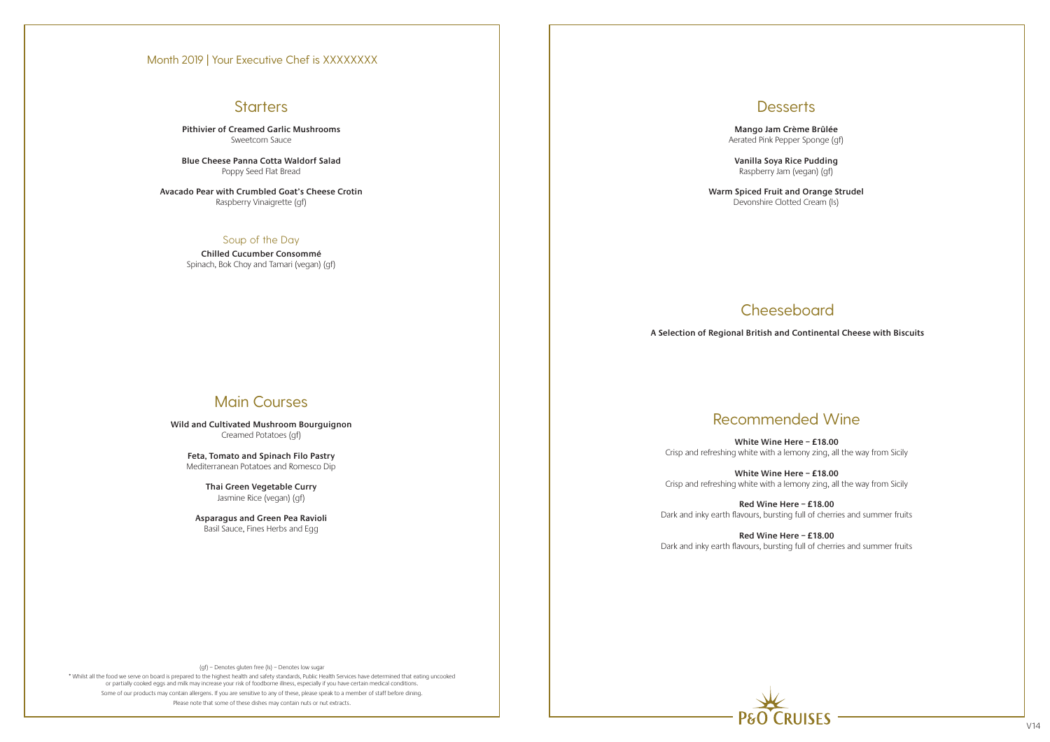Month 2019 | Your Executive Chef is XXXXXXXX

## Starters

**Pithivier of Creamed Garlic Mushrooms**
Sweetcorn Sauce

**Blue Cheese Panna Cotta Waldorf Salad**
Poppy Seed Flat Bread

**Avacado Pear with Crumbled Goat's Cheese Crotin**
Raspberry Vinaigrette (gf)

### Soup of the Day

**Chilled Cucumber Consommé**
Spinach, Bok Choy and Tamari (vegan) (gf)

## Main Courses

**Wild and Cultivated Mushroom Bourguignon**
Creamed Potatoes (gf)

**Feta, Tomato and Spinach Filo Pastry**
Mediterranean Potatoes and Romesco Dip

**Thai Green Vegetable Curry**
Jasmine Rice (vegan) (gf)

**Asparagus and Green Pea Ravioli**
Basil Sauce, Fines Herbs and Egg

(gf) – Denotes gluten free (ls) – Denotes low sugar

* Whilst all the food we serve on board is prepared to the highest health and safety standards, Public Health Services have determined that eating uncooked or partially cooked eggs and milk may increase your risk of foodborne illness, especially if you have certain medical conditions.

Some of our products may contain allergens. If you are sensitive to any of these, please speak to a member of staff before dining.

Please note that some of these dishes may contain nuts or nut extracts.

## Desserts

**Mango Jam Crème Brûlée**
Aerated Pink Pepper Sponge (gf)

**Vanilla Soya Rice Pudding**
Raspberry Jam (vegan) (gf)

**Warm Spiced Fruit and Orange Strudel**
Devonshire Clotted Cream (ls)

## Cheeseboard

**A Selection of Regional British and Continental Cheese with Biscuits**

## Recommended Wine

**White Wine Here – £18.00**
Crisp and refreshing white with a lemony zing, all the way from Sicily

**White Wine Here – £18.00**
Crisp and refreshing white with a lemony zing, all the way from Sicily

**Red Wine Here – £18.00**
Dark and inky earth flavours, bursting full of cherries and summer fruits

**Red Wine Here – £18.00**
Dark and inky earth flavours, bursting full of cherries and summer fruits

P&O CRUISES

V14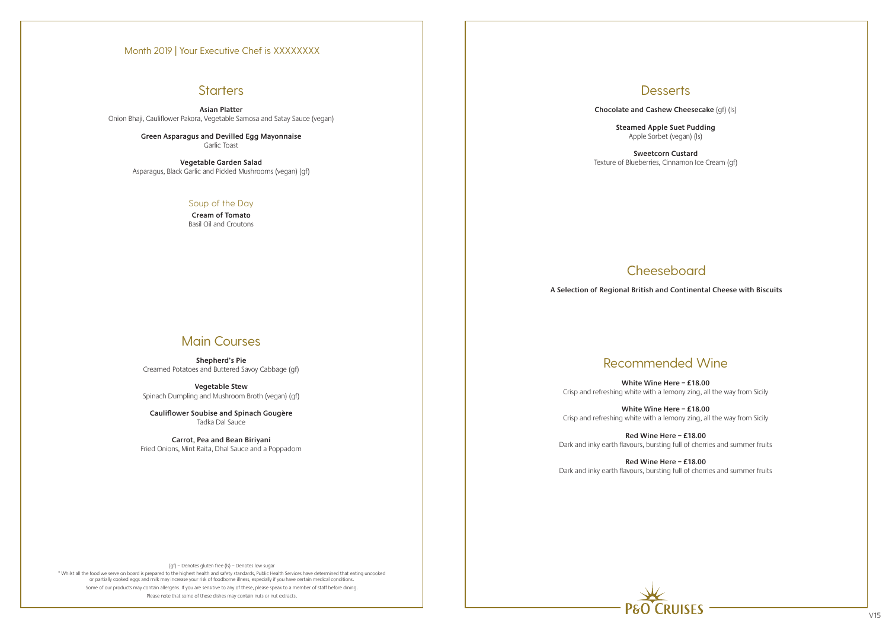Month 2019 | Your Executive Chef is XXXXXXX

## Starters

**Asian Platter**
Onion Bhaji, Cauliflower Pakora, Vegetable Samosa and Satay Sauce (vegan)

**Green Asparagus and Devilled Egg Mayonnaise**
Garlic Toast

**Vegetable Garden Salad**
Asparagus, Black Garlic and Pickled Mushrooms (vegan) (gf)

### Soup of the Day

**Cream of Tomato**
Basil Oil and Croutons

## Main Courses

**Shepherd's Pie**
Creamed Potatoes and Buttered Savoy Cabbage (gf)

**Vegetable Stew**
Spinach Dumpling and Mushroom Broth (vegan) (gf)

**Cauliflower Soubise and Spinach Gougère**
Tadka Dal Sauce

**Carrot, Pea and Bean Biriyani**
Fried Onions, Mint Raita, Dhal Sauce and a Poppadom

(gf) – Denotes gluten free (ls) – Denotes low sugar

* Whilst all the food we serve on board is prepared to the highest health and safety standards, Public Health Services have determined that eating uncooked or partially cooked eggs and milk may increase your risk of foodborne illness, especially if you have certain medical conditions.

Some of our products may contain allergens. If you are sensitive to any of these, please speak to a member of staff before dining.

Please note that some of these dishes may contain nuts or nut extracts.

## Desserts

**Chocolate and Cashew Cheesecake** (gf) (ls)

**Steamed Apple Suet Pudding**
Apple Sorbet (vegan) (ls)

**Sweetcorn Custard**
Texture of Blueberries, Cinnamon Ice Cream (gf)

## Cheeseboard

**A Selection of Regional British and Continental Cheese with Biscuits**

## Recommended Wine

**White Wine Here – £18.00**
Crisp and refreshing white with a lemony zing, all the way from Sicily

**White Wine Here – £18.00**
Crisp and refreshing white with a lemony zing, all the way from Sicily

**Red Wine Here – £18.00**
Dark and inky earth flavours, bursting full of cherries and summer fruits

**Red Wine Here – £18.00**
Dark and inky earth flavours, bursting full of cherries and summer fruits

P&O CRUISES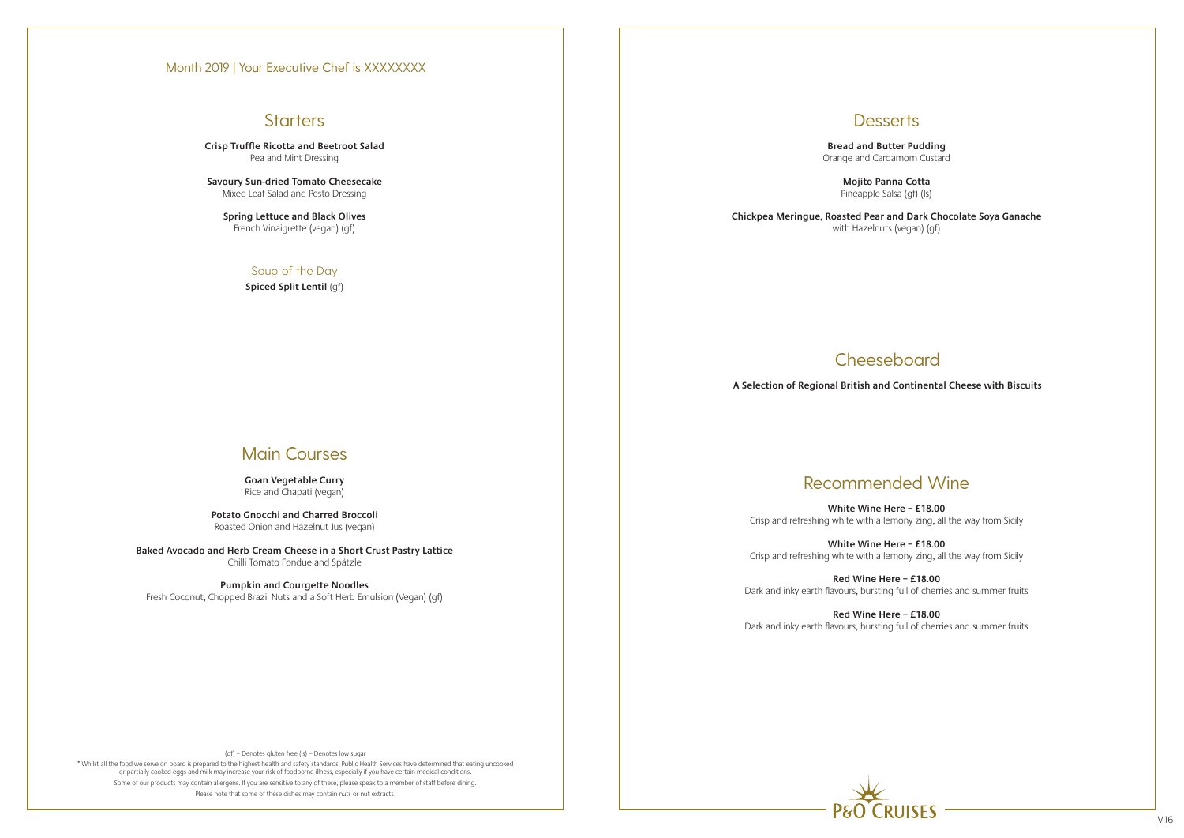Month 2019 | Your Executive Chef is XXXXXXXX

## Starters

**Crisp Truffle Ricotta and Beetroot Salad**
Pea and Mint Dressing

**Savoury Sun-dried Tomato Cheesecake**
Mixed Leaf Salad and Pesto Dressing

**Spring Lettuce and Black Olives**
French Vinaigrette (vegan) (gf)

### Soup of the Day

**Spiced Split Lentil** (gf)

## Main Courses

**Goan Vegetable Curry**
Rice and Chapati (vegan)

**Potato Gnocchi and Charred Broccoli**
Roasted Onion and Hazelnut Jus (vegan)

**Baked Avocado and Herb Cream Cheese in a Short Crust Pastry Lattice**
Chilli Tomato Fondue and Spätzle

**Pumpkin and Courgette Noodles**
Fresh Coconut, Chopped Brazil Nuts and a Soft Herb Emulsion (Vegan) (gf)

(gf) – Denotes gluten free (ls) – Denotes low sugar

* Whilst all the food we serve on board is prepared to the highest health and safety standards, Public Health Services have determined that eating uncooked or partially cooked eggs and milk may increase your risk of foodborne illness, especially if you have certain medical conditions.

Some of our products may contain allergens. If you are sensitive to any of these, please speak to a member of staff before dining.

Please note that some of these dishes may contain nuts or nut extracts.

## Desserts

**Bread and Butter Pudding**
Orange and Cardamom Custard

**Mojito Panna Cotta**
Pineapple Salsa (gf) (ls)

**Chickpea Meringue, Roasted Pear and Dark Chocolate Soya Ganache**
with Hazelnuts (vegan) (gf)

## Cheeseboard

**A Selection of Regional British and Continental Cheese with Biscuits**

## Recommended Wine

**White Wine Here – £18.00**
Crisp and refreshing white with a lemony zing, all the way from Sicily

**White Wine Here – £18.00**
Crisp and refreshing white with a lemony zing, all the way from Sicily

**Red Wine Here – £18.00**
Dark and inky earth flavours, bursting full of cherries and summer fruits

**Red Wine Here – £18.00**
Dark and inky earth flavours, bursting full of cherries and summer fruits

P&O CRUISES

V16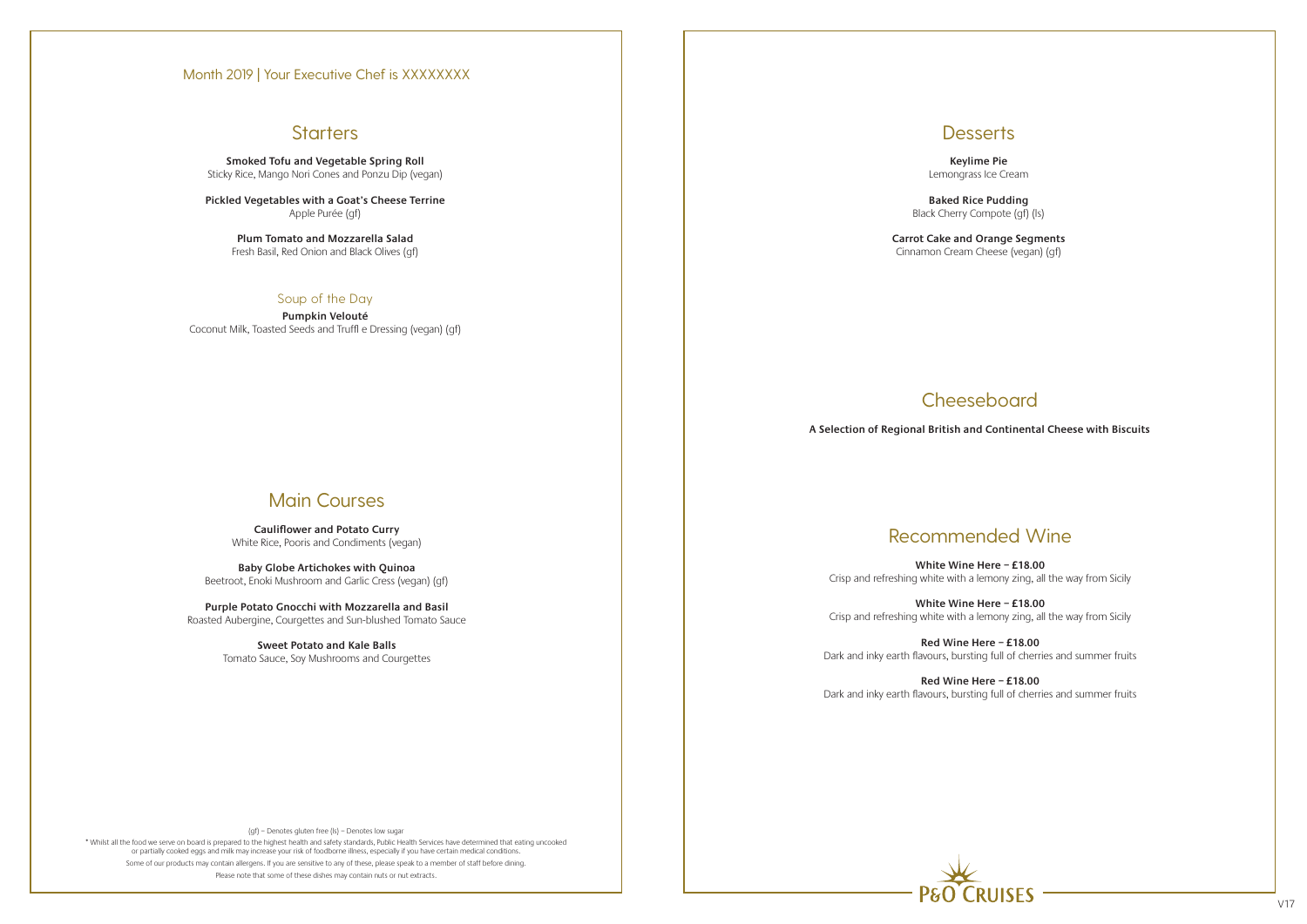Month 2019 | Your Executive Chef is XXXXXXXX

## Starters

**Smoked Tofu and Vegetable Spring Roll**
Sticky Rice, Mango Nori Cones and Ponzu Dip (vegan)

**Pickled Vegetables with a Goat's Cheese Terrine**
Apple Purée (gf)

**Plum Tomato and Mozzarella Salad**
Fresh Basil, Red Onion and Black Olives (gf)

### Soup of the Day

**Pumpkin Velouté**
Coconut Milk, Toasted Seeds and Truffl e Dressing (vegan) (gf)

## Main Courses

**Cauliflower and Potato Curry**
White Rice, Pooris and Condiments (vegan)

**Baby Globe Artichokes with Quinoa**
Beetroot, Enoki Mushroom and Garlic Cress (vegan) (gf)

**Purple Potato Gnocchi with Mozzarella and Basil**
Roasted Aubergine, Courgettes and Sun-blushed Tomato Sauce

**Sweet Potato and Kale Balls**
Tomato Sauce, Soy Mushrooms and Courgettes

(gf) – Denotes gluten free (ls) – Denotes low sugar

* Whilst all the food we serve on board is prepared to the highest health and safety standards, Public Health Services have determined that eating uncooked or partially cooked eggs and milk may increase your risk of foodborne illness, especially if you have certain medical conditions.

Some of our products may contain allergens. If you are sensitive to any of these, please speak to a member of staff before dining.

Please note that some of these dishes may contain nuts or nut extracts.

## Desserts

**Keylime Pie**
Lemongrass Ice Cream

**Baked Rice Pudding**
Black Cherry Compote (gf) (ls)

**Carrot Cake and Orange Segments**
Cinnamon Cream Cheese (vegan) (gf)

## Cheeseboard

**A Selection of Regional British and Continental Cheese with Biscuits**

## Recommended Wine

**White Wine Here – £18.00**
Crisp and refreshing white with a lemony zing, all the way from Sicily

**White Wine Here – £18.00**
Crisp and refreshing white with a lemony zing, all the way from Sicily

**Red Wine Here – £18.00**
Dark and inky earth flavours, bursting full of cherries and summer fruits

**Red Wine Here – £18.00**
Dark and inky earth flavours, bursting full of cherries and summer fruits

P&O CRUISES

V17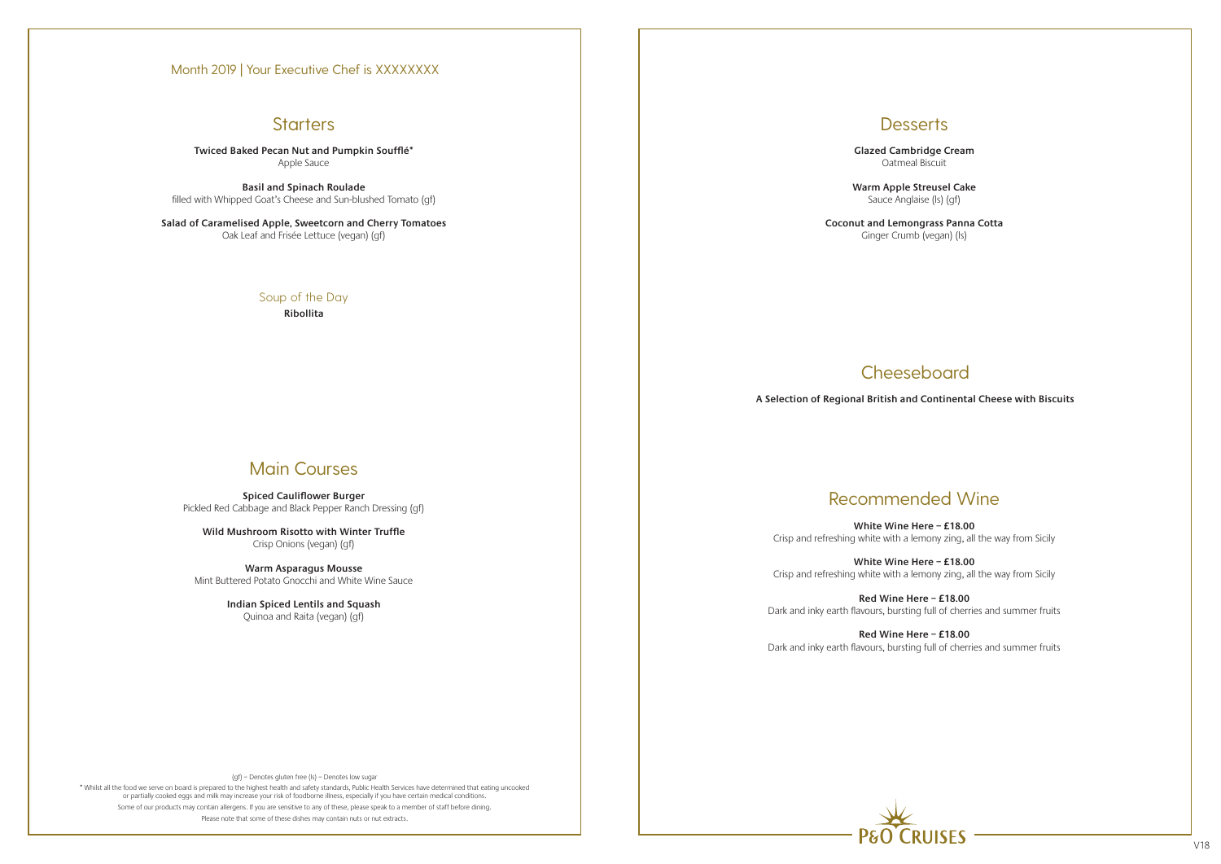Month 2019 | Your Executive Chef is XXXXXXXX

## Starters

**Twiced Baked Pecan Nut and Pumpkin Soufflé***
Apple Sauce

**Basil and Spinach Roulade**
filled with Whipped Goat's Cheese and Sun-blushed Tomato (gf)

**Salad of Caramelised Apple, Sweetcorn and Cherry Tomatoes**
Oak Leaf and Frisée Lettuce (vegan) (gf)

### Soup of the Day

**Ribollita**

## Main Courses

**Spiced Cauliflower Burger**
Pickled Red Cabbage and Black Pepper Ranch Dressing (gf)

**Wild Mushroom Risotto with Winter Truffle**
Crisp Onions (vegan) (gf)

**Warm Asparagus Mousse**
Mint Buttered Potato Gnocchi and White Wine Sauce

**Indian Spiced Lentils and Squash**
Quinoa and Raita (vegan) (gf)

(gf) – Denotes gluten free (ls) – Denotes low sugar

* Whilst all the food we serve on board is prepared to the highest health and safety standards, Public Health Services have determined that eating uncooked or partially cooked eggs and milk may increase your risk of foodborne illness, especially if you have certain medical conditions.

Some of our products may contain allergens. If you are sensitive to any of these, please speak to a member of staff before dining.

Please note that some of these dishes may contain nuts or nut extracts.

## Desserts

**Glazed Cambridge Cream**
Oatmeal Biscuit

**Warm Apple Streusel Cake**
Sauce Anglaise (ls) (gf)

**Coconut and Lemongrass Panna Cotta**
Ginger Crumb (vegan) (ls)

## Cheeseboard

**A Selection of Regional British and Continental Cheese with Biscuits**

## Recommended Wine

**White Wine Here – £18.00**
Crisp and refreshing white with a lemony zing, all the way from Sicily

**White Wine Here – £18.00**
Crisp and refreshing white with a lemony zing, all the way from Sicily

**Red Wine Here – £18.00**
Dark and inky earth flavours, bursting full of cherries and summer fruits

**Red Wine Here – £18.00**
Dark and inky earth flavours, bursting full of cherries and summer fruits

P&O CRUISES

V18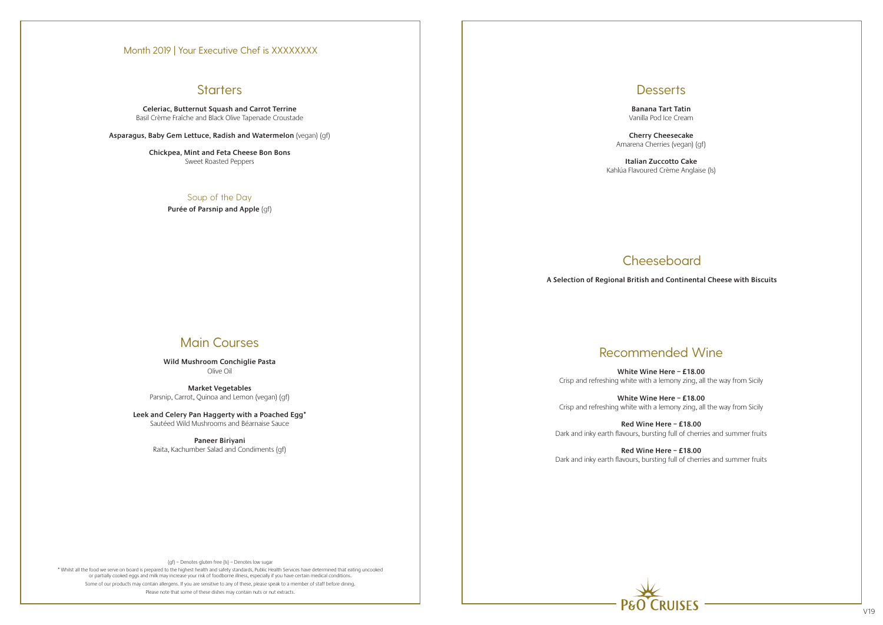Month 2019 | Your Executive Chef is XXXXXXXX

## Starters

**Celeriac, Butternut Squash and Carrot Terrine**
Basil Crème Fraîche and Black Olive Tapenade Croustade

**Asparagus, Baby Gem Lettuce, Radish and Watermelon** (vegan) (gf)

**Chickpea, Mint and Feta Cheese Bon Bons**
Sweet Roasted Peppers

### Soup of the Day

**Purée of Parsnip and Apple** (gf)

## Main Courses

**Wild Mushroom Conchiglie Pasta**
Olive Oil

**Market Vegetables**
Parsnip, Carrot, Quinoa and Lemon (vegan) (gf)

**Leek and Celery Pan Haggerty with a Poached Egg***
Sautéed Wild Mushrooms and Béarnaise Sauce

**Paneer Biriyani**
Raita, Kachumber Salad and Condiments (gf)

(gf) – Denotes gluten free (ls) – Denotes low sugar

* Whilst all the food we serve on board is prepared to the highest health and safety standards, Public Health Services have determined that eating uncooked or partially cooked eggs and milk may increase your risk of foodborne illness, especially if you have certain medical conditions.

Some of our products may contain allergens. If you are sensitive to any of these, please speak to a member of staff before dining.

Please note that some of these dishes may contain nuts or nut extracts.

## Desserts

**Banana Tart Tatin**
Vanilla Pod Ice Cream

**Cherry Cheesecake**
Amarena Cherries (vegan) (gf)

**Italian Zuccotto Cake**
Kahlúa Flavoured Crème Anglaise (ls)

## Cheeseboard

**A Selection of Regional British and Continental Cheese with Biscuits**

## Recommended Wine

**White Wine Here – £18.00**
Crisp and refreshing white with a lemony zing, all the way from Sicily

**White Wine Here – £18.00**
Crisp and refreshing white with a lemony zing, all the way from Sicily

**Red Wine Here – £18.00**
Dark and inky earth flavours, bursting full of cherries and summer fruits

**Red Wine Here – £18.00**
Dark and inky earth flavours, bursting full of cherries and summer fruits

P&O CRUISES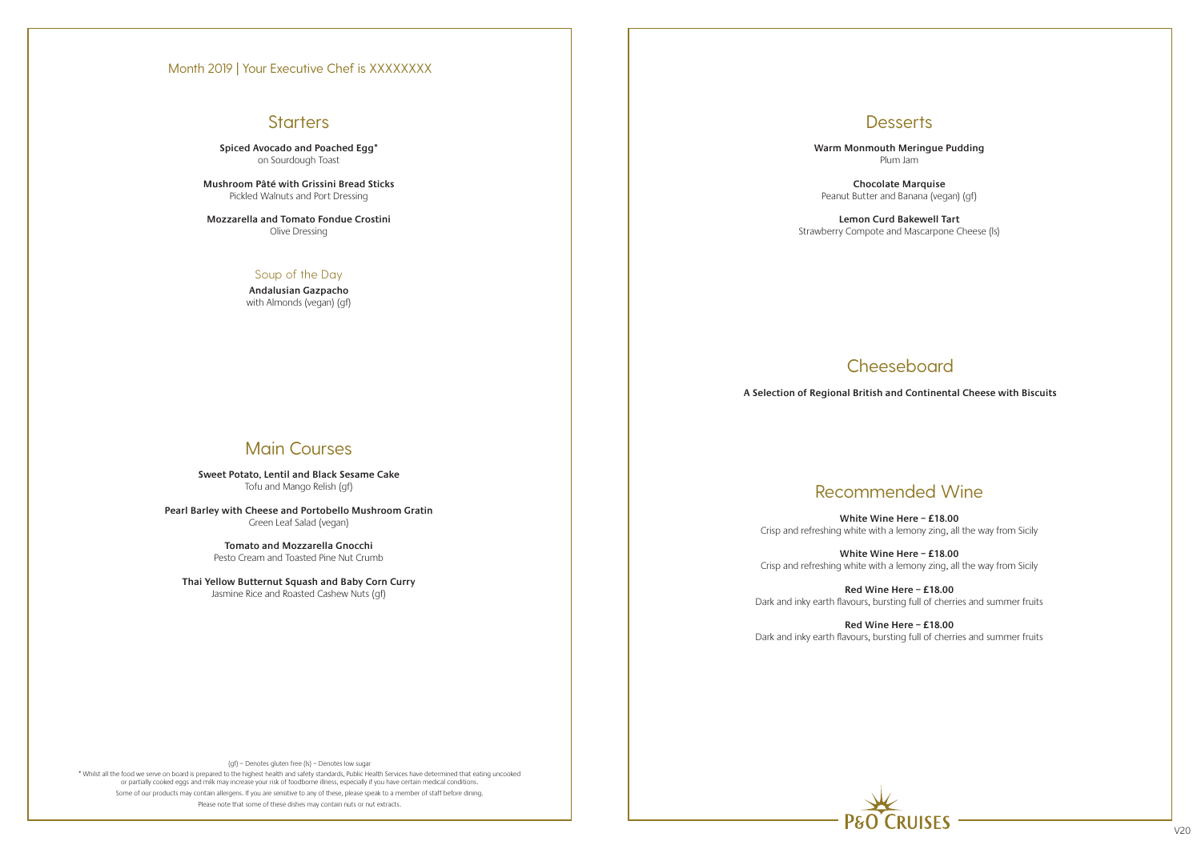Month 2019 | Your Executive Chef is XXXXXXXX

## Starters

**Spiced Avocado and Poached Egg***
on Sourdough Toast

**Mushroom Pâté with Grissini Bread Sticks**
Pickled Walnuts and Port Dressing

**Mozzarella and Tomato Fondue Crostini**
Olive Dressing

### Soup of the Day

**Andalusian Gazpacho**
with Almonds (vegan) (gf)

## Main Courses

**Sweet Potato, Lentil and Black Sesame Cake**
Tofu and Mango Relish (gf)

**Pearl Barley with Cheese and Portobello Mushroom Gratin**
Green Leaf Salad (vegan)

**Tomato and Mozzarella Gnocchi**
Pesto Cream and Toasted Pine Nut Crumb

**Thai Yellow Butternut Squash and Baby Corn Curry**
Jasmine Rice and Roasted Cashew Nuts (gf)

(gf) – Denotes gluten free (ls) – Denotes low sugar

* Whilst all the food we serve on board is prepared to the highest health and safety standards, Public Health Services have determined that eating uncooked or partially cooked eggs and milk may increase your risk of foodborne illness, especially if you have certain medical conditions.

Some of our products may contain allergens. If you are sensitive to any of these, please speak to a member of staff before dining.

Please note that some of these dishes may contain nuts or nut extracts.

## Desserts

**Warm Monmouth Meringue Pudding**
Plum Jam

**Chocolate Marquise**
Peanut Butter and Banana (vegan) (gf)

**Lemon Curd Bakewell Tart**
Strawberry Compote and Mascarpone Cheese (ls)

## Cheeseboard

**A Selection of Regional British and Continental Cheese with Biscuits**

## Recommended Wine

**White Wine Here – £18.00**
Crisp and refreshing white with a lemony zing, all the way from Sicily

**White Wine Here – £18.00**
Crisp and refreshing white with a lemony zing, all the way from Sicily

**Red Wine Here – £18.00**
Dark and inky earth flavours, bursting full of cherries and summer fruits

**Red Wine Here – £18.00**
Dark and inky earth flavours, bursting full of cherries and summer fruits

P&O CRUISES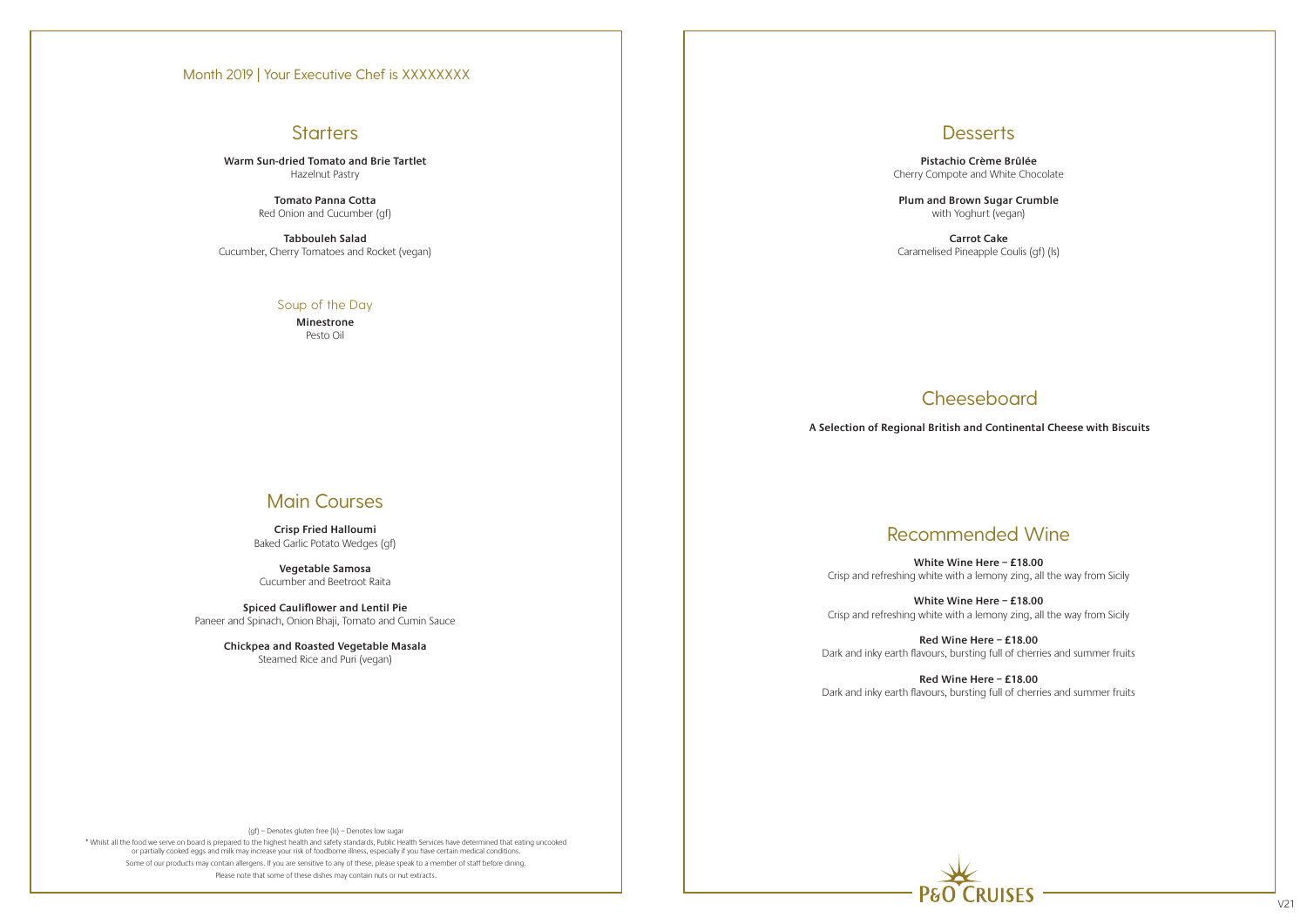Month 2019 | Your Executive Chef is XXXXXXXX

## Starters

**Warm Sun-dried Tomato and Brie Tartlet**
Hazelnut Pastry

**Tomato Panna Cotta**
Red Onion and Cucumber (gf)

**Tabbouleh Salad**
Cucumber, Cherry Tomatoes and Rocket (vegan)

### Soup of the Day

**Minestrone**
Pesto Oil

## Main Courses

**Crisp Fried Halloumi**
Baked Garlic Potato Wedges (gf)

**Vegetable Samosa**
Cucumber and Beetroot Raita

**Spiced Cauliflower and Lentil Pie**
Paneer and Spinach, Onion Bhaji, Tomato and Cumin Sauce

**Chickpea and Roasted Vegetable Masala**
Steamed Rice and Puri (vegan)

(gf) – Denotes gluten free (ls) – Denotes low sugar

* Whilst all the food we serve on board is prepared to the highest health and safety standards, Public Health Services have determined that eating uncooked or partially cooked eggs and milk may increase your risk of foodborne illness, especially if you have certain medical conditions.

Some of our products may contain allergens. If you are sensitive to any of these, please speak to a member of staff before dining.

Please note that some of these dishes may contain nuts or nut extracts.

## Desserts

**Pistachio Crème Brûlée**
Cherry Compote and White Chocolate

**Plum and Brown Sugar Crumble**
with Yoghurt (vegan)

**Carrot Cake**
Caramelised Pineapple Coulis (gf) (ls)

## Cheeseboard

**A Selection of Regional British and Continental Cheese with Biscuits**

## Recommended Wine

**White Wine Here – £18.00**
Crisp and refreshing white with a lemony zing, all the way from Sicily

**White Wine Here – £18.00**
Crisp and refreshing white with a lemony zing, all the way from Sicily

**Red Wine Here – £18.00**
Dark and inky earth flavours, bursting full of cherries and summer fruits

**Red Wine Here – £18.00**
Dark and inky earth flavours, bursting full of cherries and summer fruits

P&O CRUISES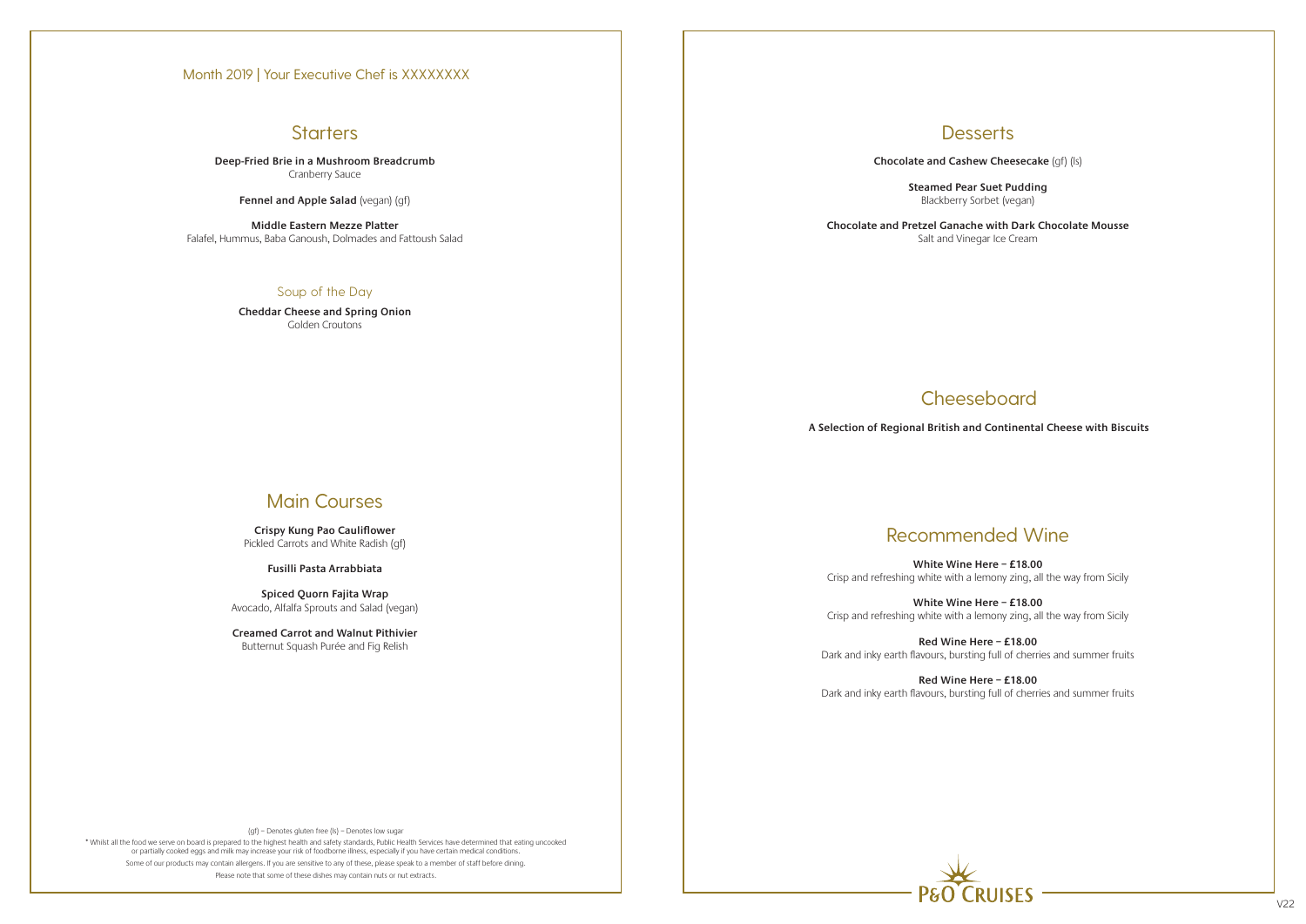Month 2019 | Your Executive Chef is XXXXXXXX

## Starters

**Deep-Fried Brie in a Mushroom Breadcrumb**
Cranberry Sauce

**Fennel and Apple Salad** (vegan) (gf)

**Middle Eastern Mezze Platter**
Falafel, Hummus, Baba Ganoush, Dolmades and Fattoush Salad

### Soup of the Day

**Cheddar Cheese and Spring Onion**
Golden Croutons

## Main Courses

**Crispy Kung Pao Cauliflower**
Pickled Carrots and White Radish (gf)

**Fusilli Pasta Arrabbiata**

**Spiced Quorn Fajita Wrap**
Avocado, Alfalfa Sprouts and Salad (vegan)

**Creamed Carrot and Walnut Pithivier**
Butternut Squash Purée and Fig Relish

(gf) – Denotes gluten free (ls) – Denotes low sugar

* Whilst all the food we serve on board is prepared to the highest health and safety standards, Public Health Services have determined that eating uncooked or partially cooked eggs and milk may increase your risk of foodborne illness, especially if you have certain medical conditions.

Some of our products may contain allergens. If you are sensitive to any of these, please speak to a member of staff before dining.

Please note that some of these dishes may contain nuts or nut extracts.

## Desserts

**Chocolate and Cashew Cheesecake** (gf) (ls)

**Steamed Pear Suet Pudding**
Blackberry Sorbet (vegan)

**Chocolate and Pretzel Ganache with Dark Chocolate Mousse**
Salt and Vinegar Ice Cream

## Cheeseboard

**A Selection of Regional British and Continental Cheese with Biscuits**

## Recommended Wine

**White Wine Here – £18.00**
Crisp and refreshing white with a lemony zing, all the way from Sicily

**White Wine Here – £18.00**
Crisp and refreshing white with a lemony zing, all the way from Sicily

**Red Wine Here – £18.00**
Dark and inky earth flavours, bursting full of cherries and summer fruits

**Red Wine Here – £18.00**
Dark and inky earth flavours, bursting full of cherries and summer fruits

P&O CRUISES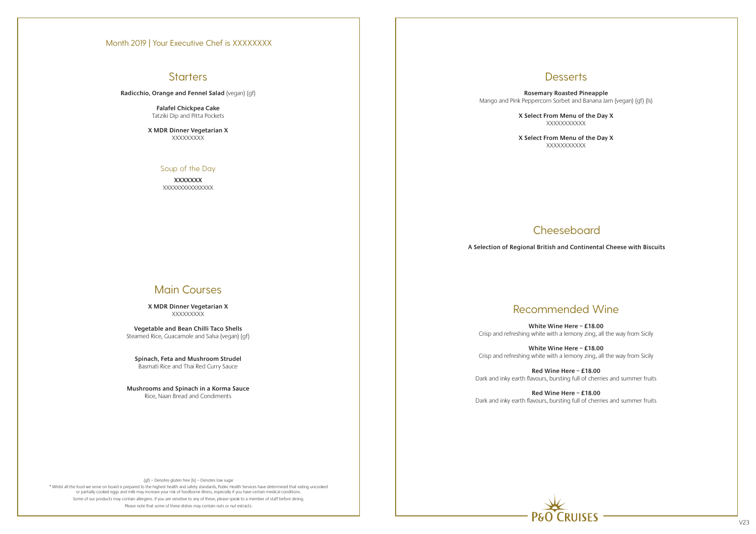Month 2019 | Your Executive Chef is XXXXXXXX

## Starters

**Radicchio, Orange and Fennel Salad** (vegan) (gf)

**Falafel Chickpea Cake**
Tatziki Dip and Pitta Pockets

**X MDR Dinner Vegetarian X**
XXXXXXXXX

### Soup of the Day

**XXXXXXX**
XXXXXXXXXXXXXXX

## Main Courses

**X MDR Dinner Vegetarian X**
XXXXXXXXX

**Vegetable and Bean Chilli Taco Shells**
Steamed Rice, Guacamole and Salsa (vegan) (gf)

**Spinach, Feta and Mushroom Strudel**
Basmati Rice and Thai Red Curry Sauce

**Mushrooms and Spinach in a Korma Sauce**
Rice, Naan Bread and Condiments

(gf) – Denotes gluten free (ls) – Denotes low sugar

* Whilst all the food we serve on board is prepared to the highest health and safety standards, Public Health Services have determined that eating uncooked or partially cooked eggs and milk may increase your risk of foodborne illness, especially if you have certain medical conditions.

Some of our products may contain allergens. If you are sensitive to any of these, please speak to a member of staff before dining.

Please note that some of these dishes may contain nuts or nut extracts.

## Desserts

**Rosemary Roasted Pineapple**
Mango and Pink Peppercorn Sorbet and Banana Jam (vegan) (gf) (ls)

**X Select From Menu of the Day X**
XXXXXXXXXXX

**X Select From Menu of the Day X**
XXXXXXXXXXX

## Cheeseboard

**A Selection of Regional British and Continental Cheese with Biscuits**

## Recommended Wine

**White Wine Here – £18.00**
Crisp and refreshing white with a lemony zing, all the way from Sicily

**White Wine Here – £18.00**
Crisp and refreshing white with a lemony zing, all the way from Sicily

**Red Wine Here – £18.00**
Dark and inky earth flavours, bursting full of cherries and summer fruits

**Red Wine Here – £18.00**
Dark and inky earth flavours, bursting full of cherries and summer fruits

P&O CRUISES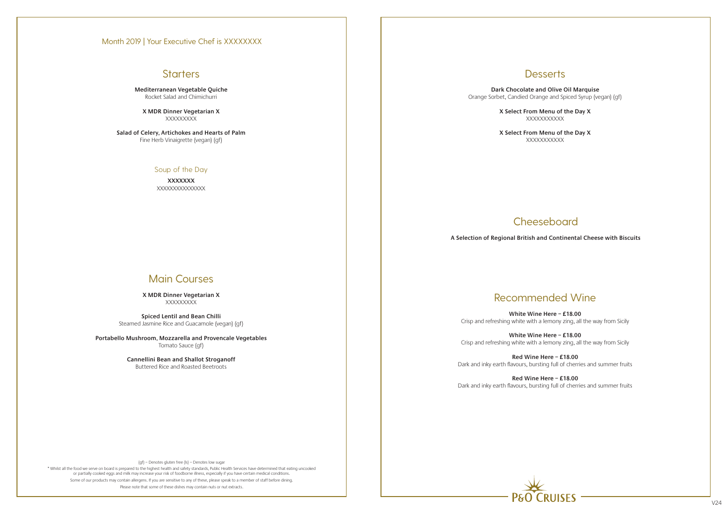Month 2019 | Your Executive Chef is XXXXXXXX

## Starters

**Mediterranean Vegetable Quiche**
Rocket Salad and Chimichurri

**X MDR Dinner Vegetarian X**
XXXXXXXXX

**Salad of Celery, Artichokes and Hearts of Palm**
Fine Herb Vinaigrette (vegan) (gf)

### Soup of the Day

**XXXXXXX**
XXXXXXXXXXXXXXX

## Main Courses

**X MDR Dinner Vegetarian X**
XXXXXXXXX

**Spiced Lentil and Bean Chilli**
Steamed Jasmine Rice and Guacamole (vegan) (gf)

**Portabello Mushroom, Mozzarella and Provencale Vegetables**
Tomato Sauce (gf)

**Cannellini Bean and Shallot Stroganoff**
Buttered Rice and Roasted Beetroots

(gf) – Denotes gluten free (ls) – Denotes low sugar

* Whilst all the food we serve on board is prepared to the highest health and safety standards, Public Health Services have determined that eating uncooked or partially cooked eggs and milk may increase your risk of foodborne illness, especially if you have certain medical conditions.

Some of our products may contain allergens. If you are sensitive to any of these, please speak to a member of staff before dining.

Please note that some of these dishes may contain nuts or nut extracts.

## Desserts

**Dark Chocolate and Olive Oil Marquise**
Orange Sorbet, Candied Orange and Spiced Syrup (vegan) (gf)

**X Select From Menu of the Day X**
XXXXXXXXXXX

**X Select From Menu of the Day X**
XXXXXXXXXXX

## Cheeseboard

**A Selection of Regional British and Continental Cheese with Biscuits**

## Recommended Wine

**White Wine Here – £18.00**
Crisp and refreshing white with a lemony zing, all the way from Sicily

**White Wine Here – £18.00**
Crisp and refreshing white with a lemony zing, all the way from Sicily

**Red Wine Here – £18.00**
Dark and inky earth flavours, bursting full of cherries and summer fruits

**Red Wine Here – £18.00**
Dark and inky earth flavours, bursting full of cherries and summer fruits

P&O CRUISES

V24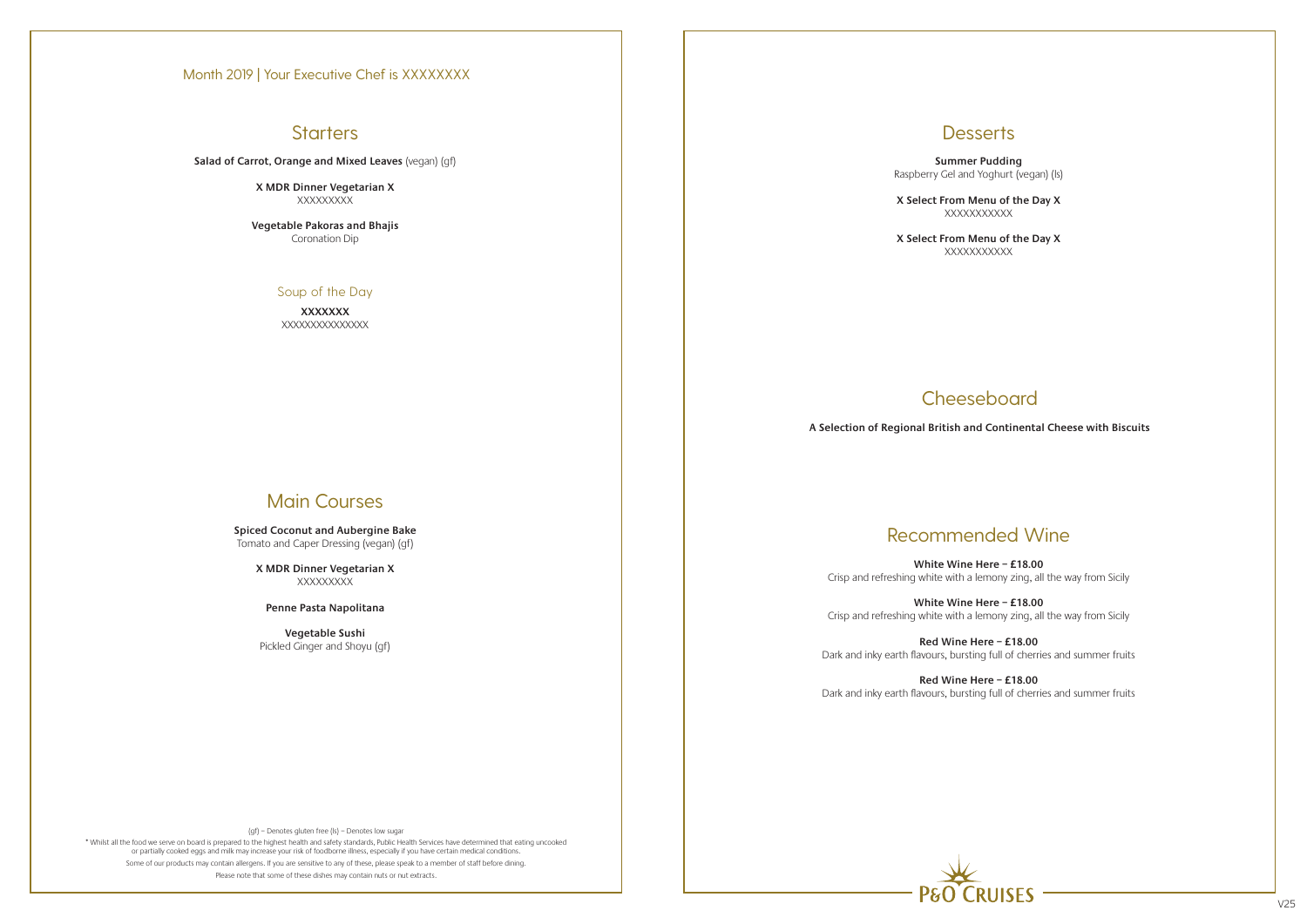Month 2019 | Your Executive Chef is XXXXXXXX

## Starters

**Salad of Carrot, Orange and Mixed Leaves** (vegan) (gf)

**X MDR Dinner Vegetarian X**
XXXXXXXXX

**Vegetable Pakoras and Bhajis**
Coronation Dip

### Soup of the Day

**XXXXXXX**
XXXXXXXXXXXXXXX

## Main Courses

**Spiced Coconut and Aubergine Bake**
Tomato and Caper Dressing (vegan) (gf)

**X MDR Dinner Vegetarian X**
XXXXXXXXX

**Penne Pasta Napolitana**

**Vegetable Sushi**
Pickled Ginger and Shoyu (gf)

(gf) – Denotes gluten free (ls) – Denotes low sugar

* Whilst all the food we serve on board is prepared to the highest health and safety standards, Public Health Services have determined that eating uncooked or partially cooked eggs and milk may increase your risk of foodborne illness, especially if you have certain medical conditions.

Some of our products may contain allergens. If you are sensitive to any of these, please speak to a member of staff before dining.

Please note that some of these dishes may contain nuts or nut extracts.

## Desserts

**Summer Pudding**
Raspberry Gel and Yoghurt (vegan) (ls)

**X Select From Menu of the Day X**
XXXXXXXXXXX

**X Select From Menu of the Day X**
XXXXXXXXXXX

## Cheeseboard

**A Selection of Regional British and Continental Cheese with Biscuits**

## Recommended Wine

**White Wine Here – £18.00**
Crisp and refreshing white with a lemony zing, all the way from Sicily

**White Wine Here – £18.00**
Crisp and refreshing white with a lemony zing, all the way from Sicily

**Red Wine Here – £18.00**
Dark and inky earth flavours, bursting full of cherries and summer fruits

**Red Wine Here – £18.00**
Dark and inky earth flavours, bursting full of cherries and summer fruits

P&O CRUISES

V25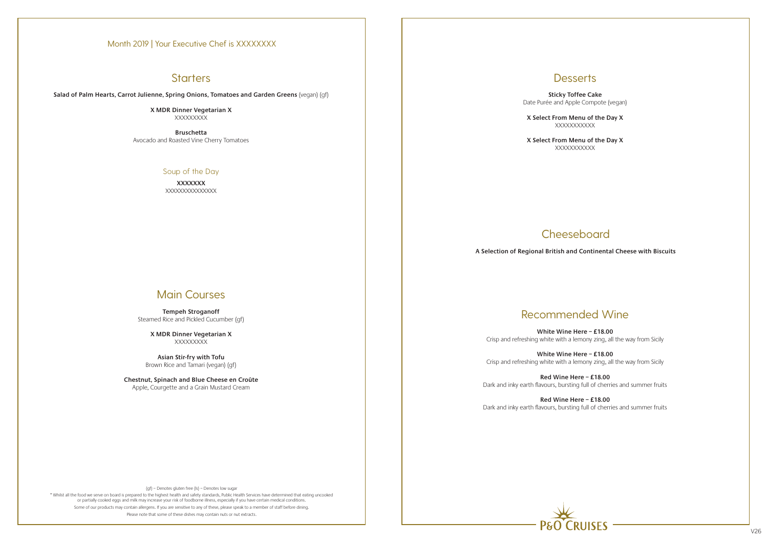Month 2019 | Your Executive Chef is XXXXXXXX

## Starters

**Salad of Palm Hearts, Carrot Julienne, Spring Onions, Tomatoes and Garden Greens** (vegan) (gf)

**X MDR Dinner Vegetarian X**
XXXXXXXXX

**Bruschetta**
Avocado and Roasted Vine Cherry Tomatoes

### Soup of the Day

**XXXXXXX**
XXXXXXXXXXXXXXX

## Main Courses

**Tempeh Stroganoff**
Steamed Rice and Pickled Cucumber (gf)

**X MDR Dinner Vegetarian X**
XXXXXXXXX

**Asian Stir-fry with Tofu**
Brown Rice and Tamari (vegan) (gf)

**Chestnut, Spinach and Blue Cheese en Croûte**
Apple, Courgette and a Grain Mustard Cream

(gf) – Denotes gluten free (ls) – Denotes low sugar

* Whilst all the food we serve on board is prepared to the highest health and safety standards, Public Health Services have determined that eating uncooked or partially cooked eggs and milk may increase your risk of foodborne illness, especially if you have certain medical conditions.

Some of our products may contain allergens. If you are sensitive to any of these, please speak to a member of staff before dining.

Please note that some of these dishes may contain nuts or nut extracts.

## Desserts

**Sticky Toffee Cake**
Date Purée and Apple Compote (vegan)

**X Select From Menu of the Day X**
XXXXXXXXXXX

**X Select From Menu of the Day X**
XXXXXXXXXXX

## Cheeseboard

**A Selection of Regional British and Continental Cheese with Biscuits**

## Recommended Wine

**White Wine Here – £18.00**
Crisp and refreshing white with a lemony zing, all the way from Sicily

**White Wine Here – £18.00**
Crisp and refreshing white with a lemony zing, all the way from Sicily

**Red Wine Here – £18.00**
Dark and inky earth flavours, bursting full of cherries and summer fruits

**Red Wine Here – £18.00**
Dark and inky earth flavours, bursting full of cherries and summer fruits

P&O CRUISES

V26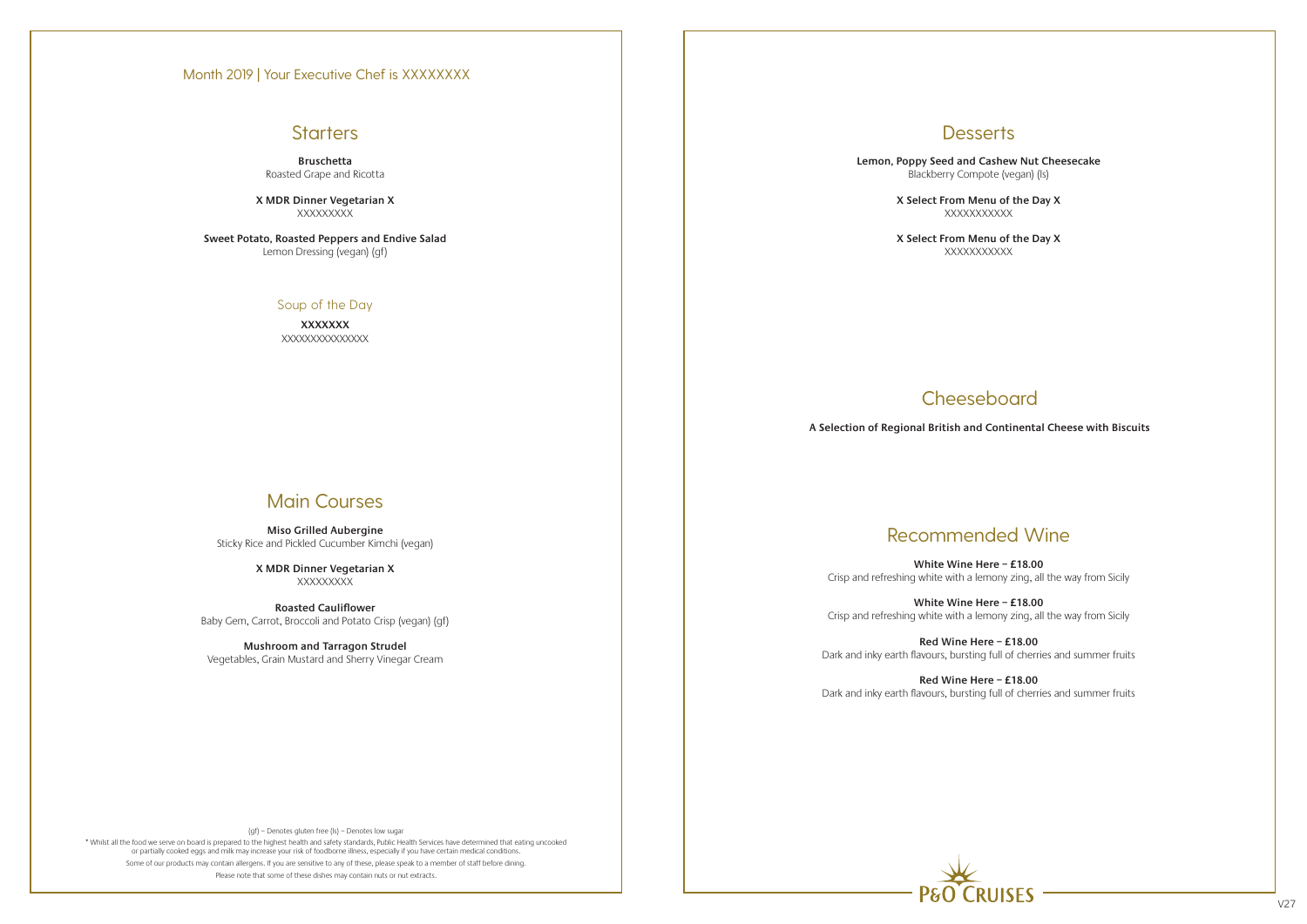Month 2019 | Your Executive Chef is XXXXXXXX

## Starters

**Bruschetta**
Roasted Grape and Ricotta

**X MDR Dinner Vegetarian X**
XXXXXXXXX

**Sweet Potato, Roasted Peppers and Endive Salad**
Lemon Dressing (vegan) (gf)

### Soup of the Day

**XXXXXXX**
XXXXXXXXXXXXXXX

## Main Courses

**Miso Grilled Aubergine**
Sticky Rice and Pickled Cucumber Kimchi (vegan)

**X MDR Dinner Vegetarian X**
XXXXXXXXX

**Roasted Cauliflower**
Baby Gem, Carrot, Broccoli and Potato Crisp (vegan) (gf)

**Mushroom and Tarragon Strudel**
Vegetables, Grain Mustard and Sherry Vinegar Cream

(gf) – Denotes gluten free (ls) – Denotes low sugar

* Whilst all the food we serve on board is prepared to the highest health and safety standards, Public Health Services have determined that eating uncooked or partially cooked eggs and milk may increase your risk of foodborne illness, especially if you have certain medical conditions.

Some of our products may contain allergens. If you are sensitive to any of these, please speak to a member of staff before dining.

Please note that some of these dishes may contain nuts or nut extracts.

## Desserts

**Lemon, Poppy Seed and Cashew Nut Cheesecake**
Blackberry Compote (vegan) (ls)

**X Select From Menu of the Day X**
XXXXXXXXXXX

**X Select From Menu of the Day X**
XXXXXXXXXXX

## Cheeseboard

**A Selection of Regional British and Continental Cheese with Biscuits**

## Recommended Wine

**White Wine Here – £18.00**
Crisp and refreshing white with a lemony zing, all the way from Sicily

**White Wine Here – £18.00**
Crisp and refreshing white with a lemony zing, all the way from Sicily

**Red Wine Here – £18.00**
Dark and inky earth flavours, bursting full of cherries and summer fruits

**Red Wine Here – £18.00**
Dark and inky earth flavours, bursting full of cherries and summer fruits

P&O CRUISES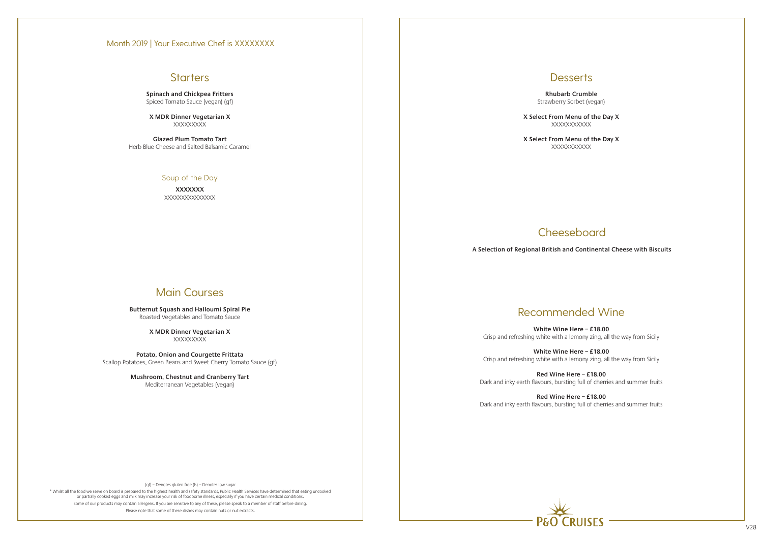Month 2019 | Your Executive Chef is XXXXXXXX

## Starters

**Spinach and Chickpea Fritters**
Spiced Tomato Sauce (vegan) (gf)

**X MDR Dinner Vegetarian X**
XXXXXXXXX

**Glazed Plum Tomato Tart**
Herb Blue Cheese and Salted Balsamic Caramel

### Soup of the Day

**XXXXXXX**
XXXXXXXXXXXXXXX

## Main Courses

**Butternut Squash and Halloumi Spiral Pie**
Roasted Vegetables and Tomato Sauce

**X MDR Dinner Vegetarian X**
XXXXXXXXX

**Potato, Onion and Courgette Frittata**
Scallop Potatoes, Green Beans and Sweet Cherry Tomato Sauce (gf)

**Mushroom, Chestnut and Cranberry Tart**
Mediterranean Vegetables (vegan)

(gf) – Denotes gluten free (ls) – Denotes low sugar

* Whilst all the food we serve on board is prepared to the highest health and safety standards, Public Health Services have determined that eating uncooked or partially cooked eggs and milk may increase your risk of foodborne illness, especially if you have certain medical conditions.

Some of our products may contain allergens. If you are sensitive to any of these, please speak to a member of staff before dining.

Please note that some of these dishes may contain nuts or nut extracts.

## Desserts

**Rhubarb Crumble**
Strawberry Sorbet (vegan)

**X Select From Menu of the Day X**
XXXXXXXXXXX

**X Select From Menu of the Day X**
XXXXXXXXXXX

## Cheeseboard

**A Selection of Regional British and Continental Cheese with Biscuits**

## Recommended Wine

**White Wine Here – £18.00**
Crisp and refreshing white with a lemony zing, all the way from Sicily

**White Wine Here – £18.00**
Crisp and refreshing white with a lemony zing, all the way from Sicily

**Red Wine Here – £18.00**
Dark and inky earth flavours, bursting full of cherries and summer fruits

**Red Wine Here – £18.00**
Dark and inky earth flavours, bursting full of cherries and summer fruits

P&O CRUISES

V28